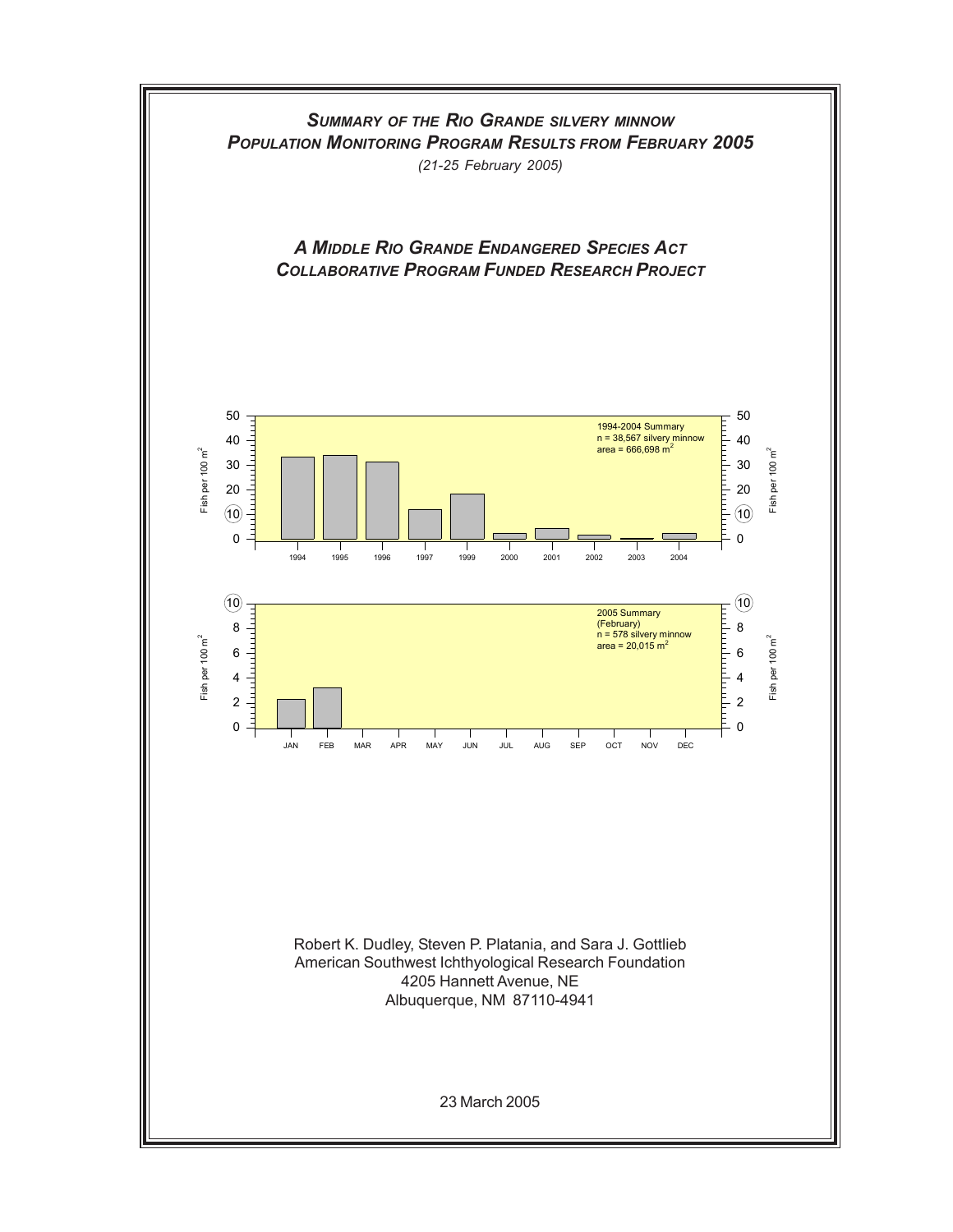# *Summary of the Rio Grande silvery minnow Population Monitoring Program Results from February 2005*

*(21-25 February 2005)*

## *A Middle Rio Grande Endangered Species Act Collaborative Program Funded Research Project*

1994-2004 Summary
n = 38,567 silvery minnow
area = 666,698 $m^2$

2005 Summary
(February)
n = 578 silvery minnow
area = 20,015 $m^2$

Robert K. Dudley, Steven P. Platania, and Sara J. Gottlieb
American Southwest Ichthyological Research Foundation
4205 Hannett Avenue, NE
Albuquerque, NM 87110-4941

23 March 2005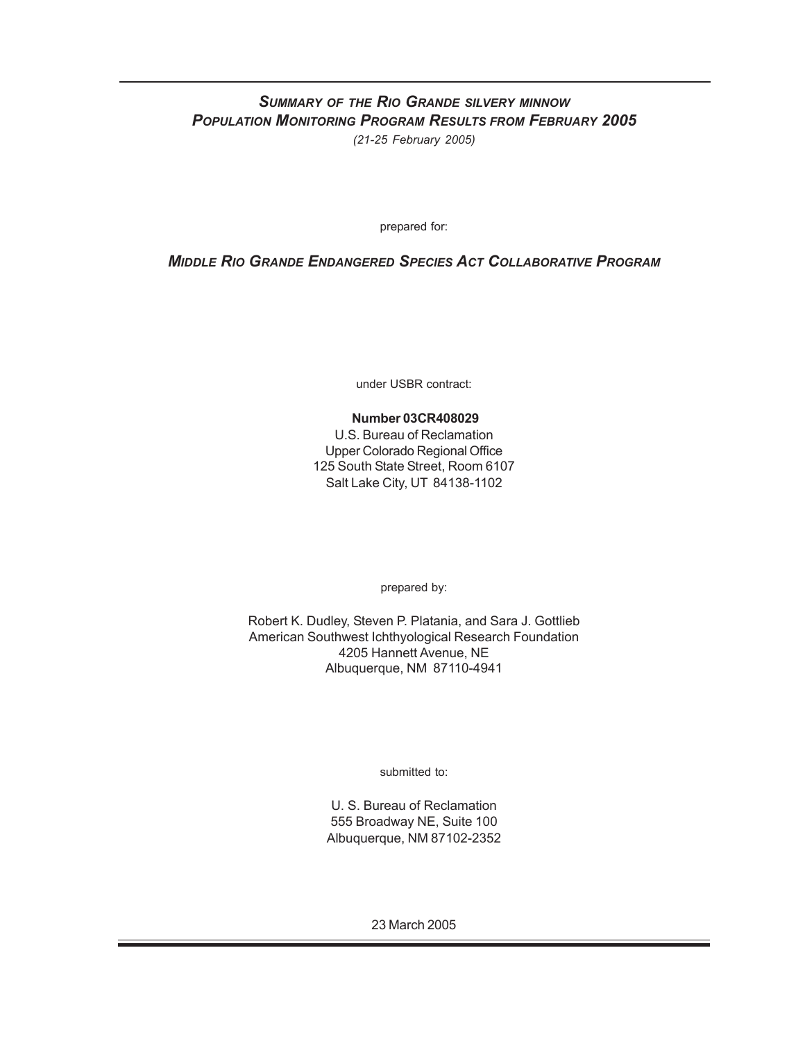# *Summary of the Rio Grande silvery minnow Population Monitoring Program Results from February 2005*

*(21-25 February 2005)*

prepared for:

***Middle Rio Grande Endangered Species Act Collaborative Program***

under USBR contract:

**Number 03CR408029**
U.S. Bureau of Reclamation
Upper Colorado Regional Office
125 South State Street, Room 6107
Salt Lake City, UT 84138-1102

prepared by:

Robert K. Dudley, Steven P. Platania, and Sara J. Gottlieb
American Southwest Ichthyological Research Foundation
4205 Hannett Avenue, NE
Albuquerque, NM 87110-4941

submitted to:

U. S. Bureau of Reclamation
555 Broadway NE, Suite 100
Albuquerque, NM 87102-2352

23 March 2005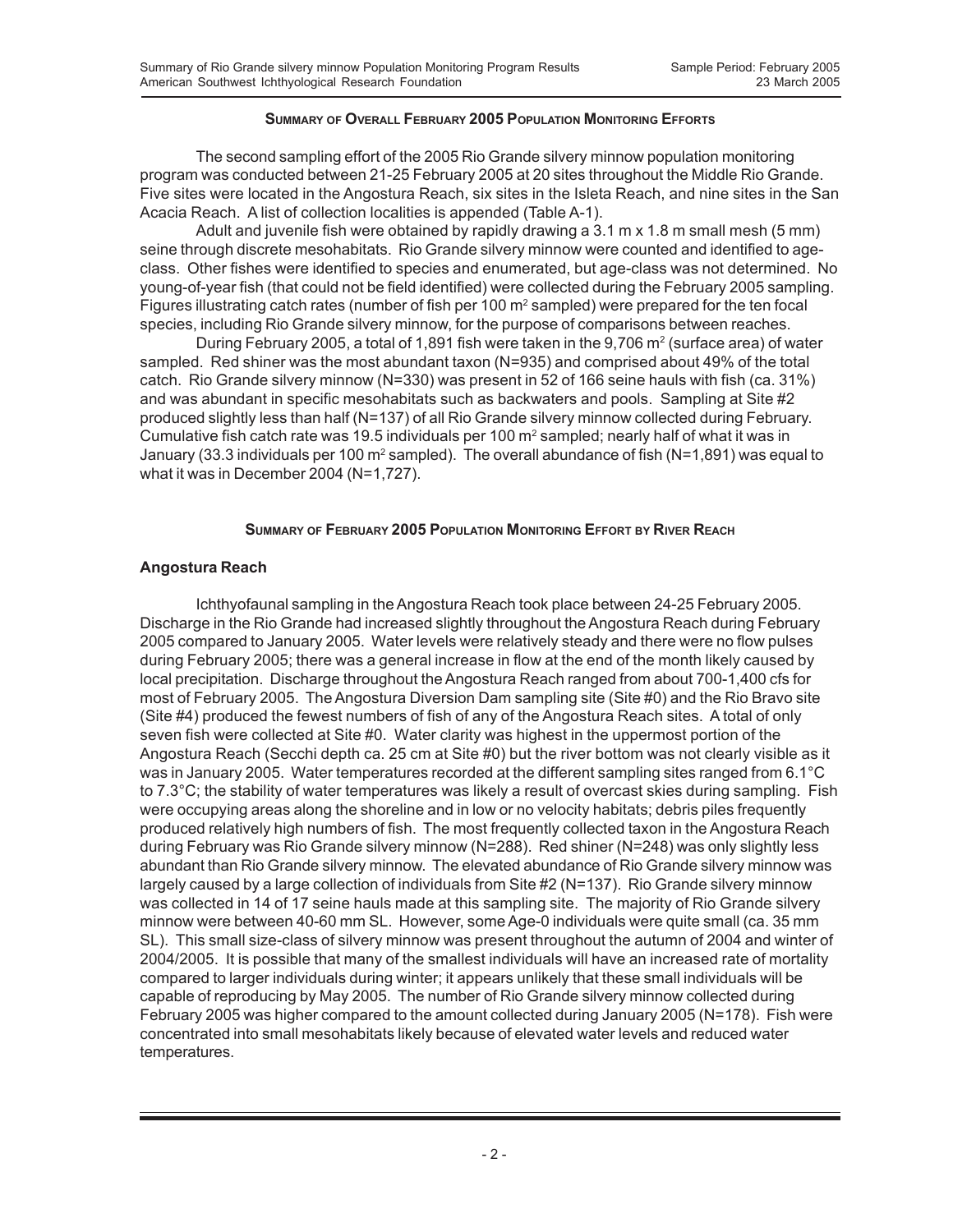## Summary of Overall February 2005 Population Monitoring Efforts

The second sampling effort of the 2005 Rio Grande silvery minnow population monitoring program was conducted between 21-25 February 2005 at 20 sites throughout the Middle Rio Grande. Five sites were located in the Angostura Reach, six sites in the Isleta Reach, and nine sites in the San Acacia Reach. A list of collection localities is appended (Table A-1).

Adult and juvenile fish were obtained by rapidly drawing a 3.1 m x 1.8 m small mesh (5 mm) seine through discrete mesohabitats. Rio Grande silvery minnow were counted and identified to age-class. Other fishes were identified to species and enumerated, but age-class was not determined. No young-of-year fish (that could not be field identified) were collected during the February 2005 sampling. Figures illustrating catch rates (number of fish per 100 $m^2$ sampled) were prepared for the ten focal species, including Rio Grande silvery minnow, for the purpose of comparisons between reaches.

During February 2005, a total of 1,891 fish were taken in the 9,706 $m^2$ (surface area) of water sampled. Red shiner was the most abundant taxon (N=935) and comprised about 49% of the total catch. Rio Grande silvery minnow (N=330) was present in 52 of 166 seine hauls with fish (ca. 31%) and was abundant in specific mesohabitats such as backwaters and pools. Sampling at Site #2 produced slightly less than half (N=137) of all Rio Grande silvery minnow collected during February. Cumulative fish catch rate was 19.5 individuals per 100 $m^2$ sampled; nearly half of what it was in January (33.3 individuals per 100 $m^2$ sampled). The overall abundance of fish (N=1,891) was equal to what it was in December 2004 (N=1,727).

## Summary of February 2005 Population Monitoring Effort by River Reach

### Angostura Reach

Ichthyofaunal sampling in the Angostura Reach took place between 24-25 February 2005. Discharge in the Rio Grande had increased slightly throughout the Angostura Reach during February 2005 compared to January 2005. Water levels were relatively steady and there were no flow pulses during February 2005; there was a general increase in flow at the end of the month likely caused by local precipitation. Discharge throughout the Angostura Reach ranged from about 700-1,400 cfs for most of February 2005. The Angostura Diversion Dam sampling site (Site #0) and the Rio Bravo site (Site #4) produced the fewest numbers of fish of any of the Angostura Reach sites. A total of only seven fish were collected at Site #0. Water clarity was highest in the uppermost portion of the Angostura Reach (Secchi depth ca. 25 cm at Site #0) but the river bottom was not clearly visible as it was in January 2005. Water temperatures recorded at the different sampling sites ranged from 6.1°C to 7.3°C; the stability of water temperatures was likely a result of overcast skies during sampling. Fish were occupying areas along the shoreline and in low or no velocity habitats; debris piles frequently produced relatively high numbers of fish. The most frequently collected taxon in the Angostura Reach during February was Rio Grande silvery minnow (N=288). Red shiner (N=248) was only slightly less abundant than Rio Grande silvery minnow. The elevated abundance of Rio Grande silvery minnow was largely caused by a large collection of individuals from Site #2 (N=137). Rio Grande silvery minnow was collected in 14 of 17 seine hauls made at this sampling site. The majority of Rio Grande silvery minnow were between 40-60 mm SL. However, some Age-0 individuals were quite small (ca. 35 mm SL). This small size-class of silvery minnow was present throughout the autumn of 2004 and winter of 2004/2005. It is possible that many of the smallest individuals will have an increased rate of mortality compared to larger individuals during winter; it appears unlikely that these small individuals will be capable of reproducing by May 2005. The number of Rio Grande silvery minnow collected during February 2005 was higher compared to the amount collected during January 2005 (N=178). Fish were concentrated into small mesohabitats likely because of elevated water levels and reduced water temperatures.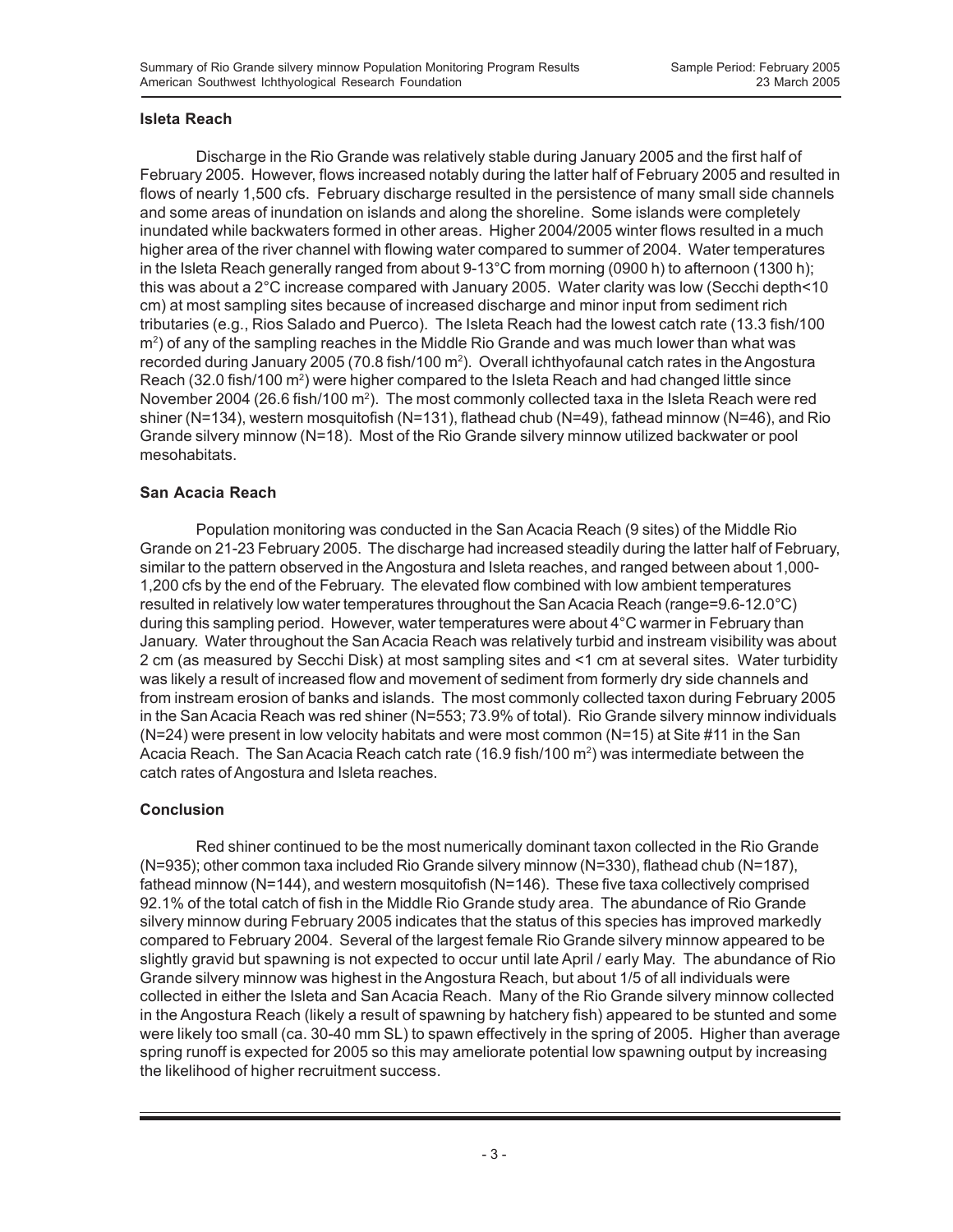### Isleta Reach

Discharge in the Rio Grande was relatively stable during January 2005 and the first half of February 2005. However, flows increased notably during the latter half of February 2005 and resulted in flows of nearly 1,500 cfs. February discharge resulted in the persistence of many small side channels and some areas of inundation on islands and along the shoreline. Some islands were completely inundated while backwaters formed in other areas. Higher 2004/2005 winter flows resulted in a much higher area of the river channel with flowing water compared to summer of 2004. Water temperatures in the Isleta Reach generally ranged from about 9-13°C from morning (0900 h) to afternoon (1300 h); this was about a 2°C increase compared with January 2005. Water clarity was low (Secchi depth<10 cm) at most sampling sites because of increased discharge and minor input from sediment rich tributaries (e.g., Rios Salado and Puerco). The Isleta Reach had the lowest catch rate (13.3 fish/100 $m^2$) of any of the sampling reaches in the Middle Rio Grande and was much lower than what was recorded during January 2005 (70.8 fish/100 $m^2$). Overall ichthyofaunal catch rates in the Angostura Reach (32.0 fish/100 $m^2$) were higher compared to the Isleta Reach and had changed little since November 2004 (26.6 fish/100 $m^2$). The most commonly collected taxa in the Isleta Reach were red shiner (N=134), western mosquitofish (N=131), flathead chub (N=49), fathead minnow (N=46), and Rio Grande silvery minnow (N=18). Most of the Rio Grande silvery minnow utilized backwater or pool mesohabitats.

### San Acacia Reach

Population monitoring was conducted in the San Acacia Reach (9 sites) of the Middle Rio Grande on 21-23 February 2005. The discharge had increased steadily during the latter half of February, similar to the pattern observed in the Angostura and Isleta reaches, and ranged between about 1,000-1,200 cfs by the end of the February. The elevated flow combined with low ambient temperatures resulted in relatively low water temperatures throughout the San Acacia Reach (range=9.6-12.0°C) during this sampling period. However, water temperatures were about 4°C warmer in February than January. Water throughout the San Acacia Reach was relatively turbid and instream visibility was about 2 cm (as measured by Secchi Disk) at most sampling sites and <1 cm at several sites. Water turbidity was likely a result of increased flow and movement of sediment from formerly dry side channels and from instream erosion of banks and islands. The most commonly collected taxon during February 2005 in the San Acacia Reach was red shiner (N=553; 73.9% of total). Rio Grande silvery minnow individuals (N=24) were present in low velocity habitats and were most common (N=15) at Site #11 in the San Acacia Reach. The San Acacia Reach catch rate (16.9 fish/100 $m^2$) was intermediate between the catch rates of Angostura and Isleta reaches.

### Conclusion

Red shiner continued to be the most numerically dominant taxon collected in the Rio Grande (N=935); other common taxa included Rio Grande silvery minnow (N=330), flathead chub (N=187), fathead minnow (N=144), and western mosquitofish (N=146). These five taxa collectively comprised 92.1% of the total catch of fish in the Middle Rio Grande study area. The abundance of Rio Grande silvery minnow during February 2005 indicates that the status of this species has improved markedly compared to February 2004. Several of the largest female Rio Grande silvery minnow appeared to be slightly gravid but spawning is not expected to occur until late April / early May. The abundance of Rio Grande silvery minnow was highest in the Angostura Reach, but about 1/5 of all individuals were collected in either the Isleta and San Acacia Reach. Many of the Rio Grande silvery minnow collected in the Angostura Reach (likely a result of spawning by hatchery fish) appeared to be stunted and some were likely too small (ca. 30-40 mm SL) to spawn effectively in the spring of 2005. Higher than average spring runoff is expected for 2005 so this may ameliorate potential low spawning output by increasing the likelihood of higher recruitment success.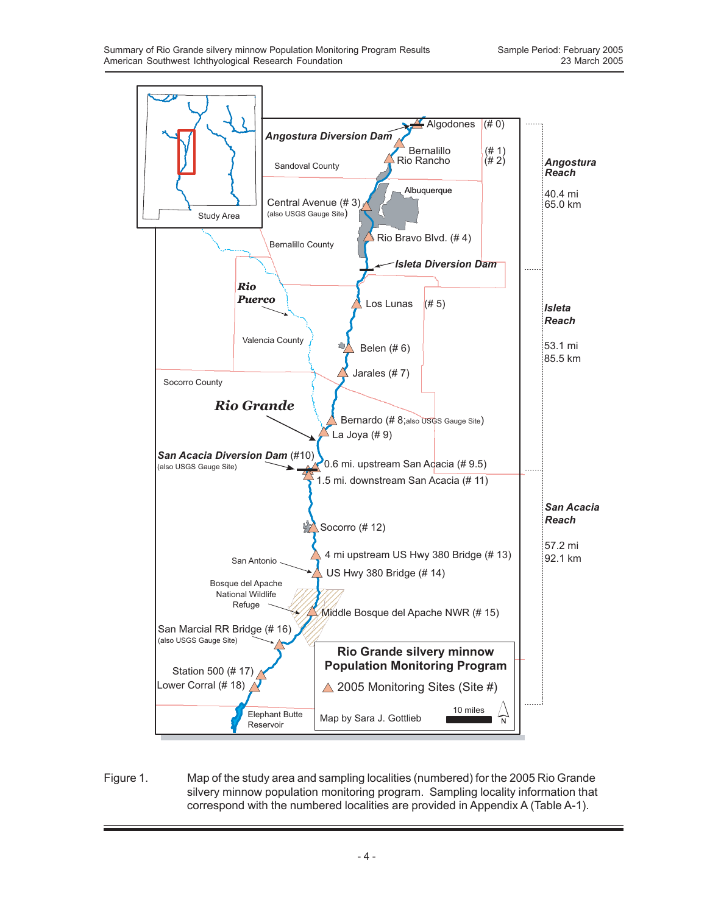Figure 1. Map of the study area and sampling localities (numbered) for the 2005 Rio Grande silvery minnow population monitoring program. Sampling locality information that correspond with the numbered localities are provided in Appendix A (Table A-1).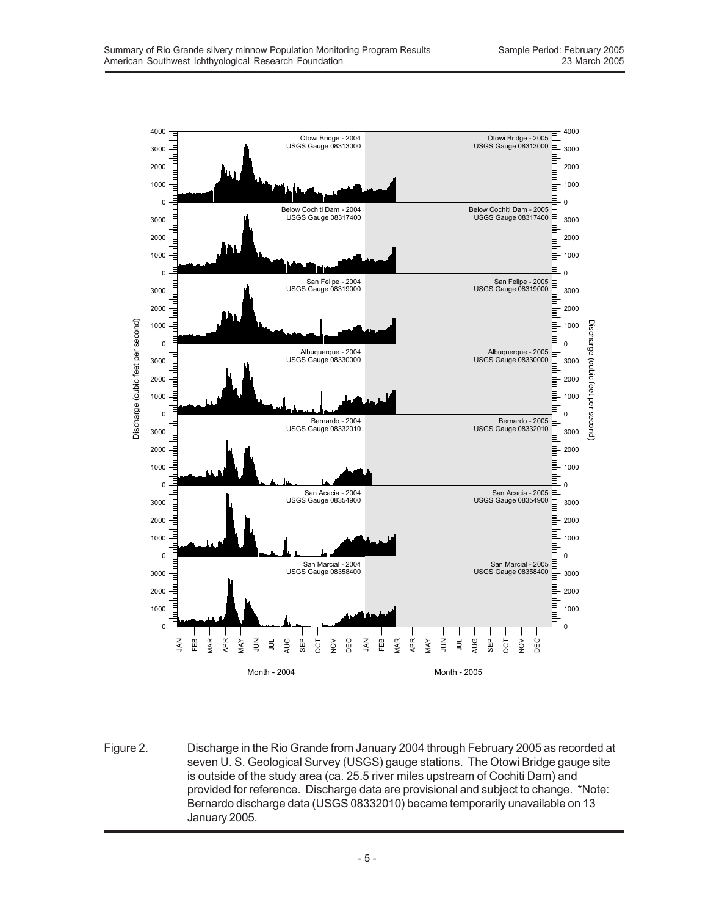Figure 2. Discharge in the Rio Grande from January 2004 through February 2005 as recorded at seven U. S. Geological Survey (USGS) gauge stations. The Otowi Bridge gauge site is outside of the study area (ca. 25.5 river miles upstream of Cochiti Dam) and provided for reference. Discharge data are provisional and subject to change. *Note: Bernardo discharge data (USGS 08332010) became temporarily unavailable on 13 January 2005.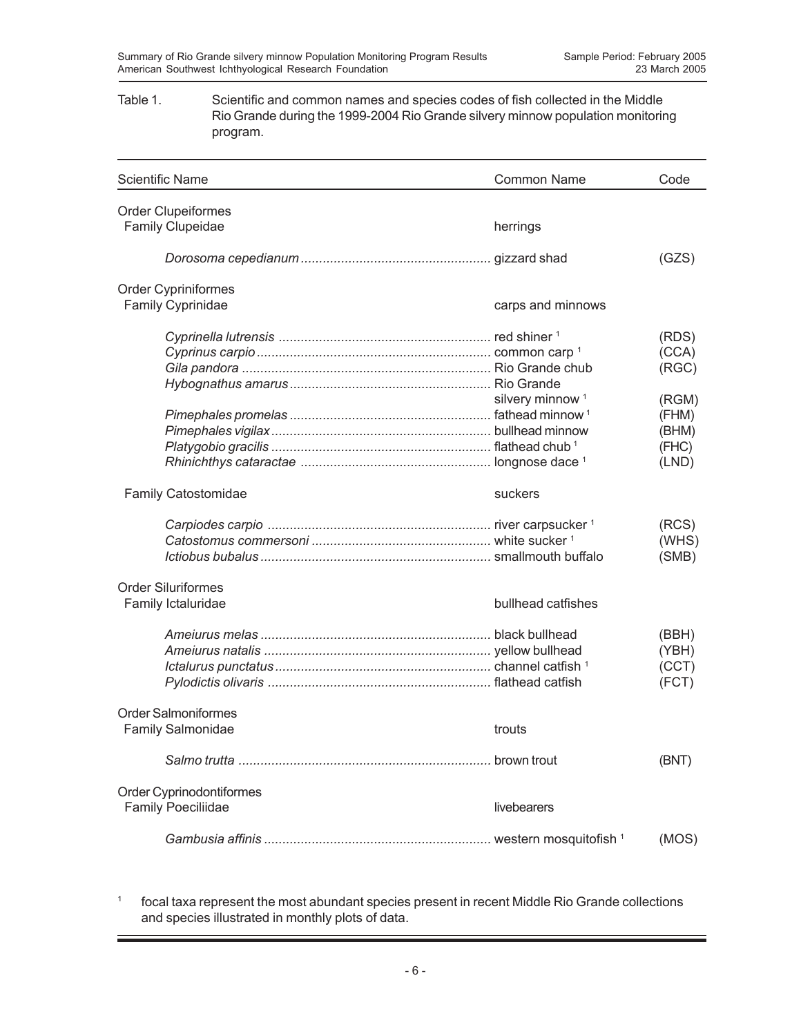Table 1. Scientific and common names and species codes of fish collected in the Middle Rio Grande during the 1999-2004 Rio Grande silvery minnow population monitoring program.

| Scientific Name | Common Name | Code |
|---|---|---|
| Order Clupeiformes | | |
| Family Clupeidae | herrings | |
| *Dorosoma cepedianum* | gizzard shad | (GZS) |
| Order Cypriniformes | | |
| Family Cyprinidae | carps and minnows | |
| *Cyprinella lutrensis* | red shiner [1] | (RDS) |
| *Cyprinus carpio* | common carp [1] | (CCA) |
| *Gila pandora* | Rio Grande chub | (RGC) |
| *Hybognathus amarus* | Rio Grande silvery minnow [1] | (RGM) |
| *Pimephales promelas* | fathead minnow [1] | (FHM) |
| *Pimephales vigilax* | bullhead minnow | (BHM) |
| *Platygobio gracilis* | flathead chub [1] | (FHC) |
| *Rhinichthys cataractae* | longnose dace [1] | (LND) |
| Family Catostomidae | suckers | |
| *Carpiodes carpio* | river carpsucker [1] | (RCS) |
| *Catostomus commersoni* | white sucker [1] | (WHS) |
| *Ictiobus bubalus* | smallmouth buffalo | (SMB) |
| Order Siluriformes | | |
| Family Ictaluridae | bullhead catfishes | |
| *Ameiurus melas* | black bullhead | (BBH) |
| *Ameiurus natalis* | yellow bullhead | (YBH) |
| *Ictalurus punctatus* | channel catfish [1] | (CCT) |
| *Pylodictis olivaris* | flathead catfish | (FCT) |
| Order Salmoniformes | | |
| Family Salmonidae | trouts | |
| *Salmo trutta* | brown trout | (BNT) |
| Order Cyprinodontiformes | | |
| Family Poeciliidae | livebearers | |
| *Gambusia affinis* | western mosquitofish [1] | (MOS) |

[1] focal taxa represent the most abundant species present in recent Middle Rio Grande collections and species illustrated in monthly plots of data.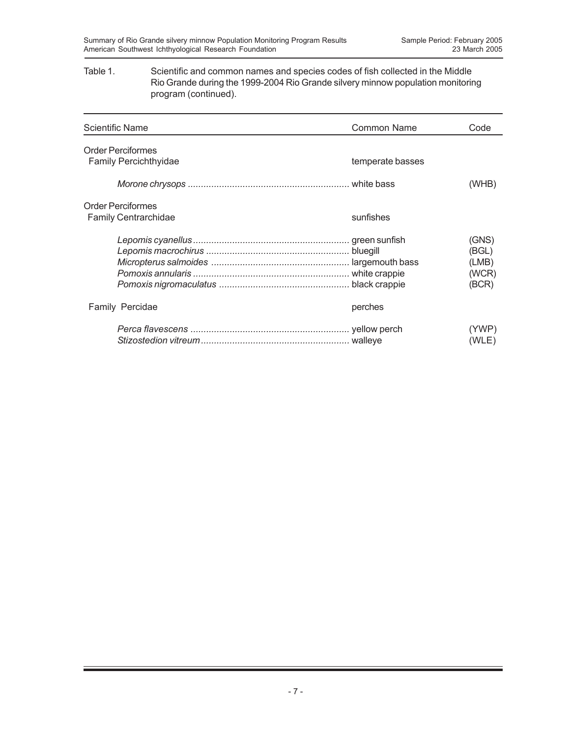Table 1. Scientific and common names and species codes of fish collected in the Middle Rio Grande during the 1999-2004 Rio Grande silvery minnow population monitoring program (continued).

| Scientific Name | Common Name | Code |
|---|---|---|
| Order Perciformes | | |
| Family Percichthyidae | temperate basses | |
| *Morone chrysops* | white bass | (WHB) |
| Order Perciformes | | |
| Family Centrarchidae | sunfishes | |
| *Lepomis cyanellus* | green sunfish | (GNS) |
| *Lepomis macrochirus* | bluegill | (BGL) |
| *Micropterus salmoides* | largemouth bass | (LMB) |
| *Pomoxis annularis* | white crappie | (WCR) |
| *Pomoxis nigromaculatus* | black crappie | (BCR) |
| Family Percidae | perches | |
| *Perca flavescens* | yellow perch | (YWP) |
| *Stizostedion vitreum* | walleye | (WLE) |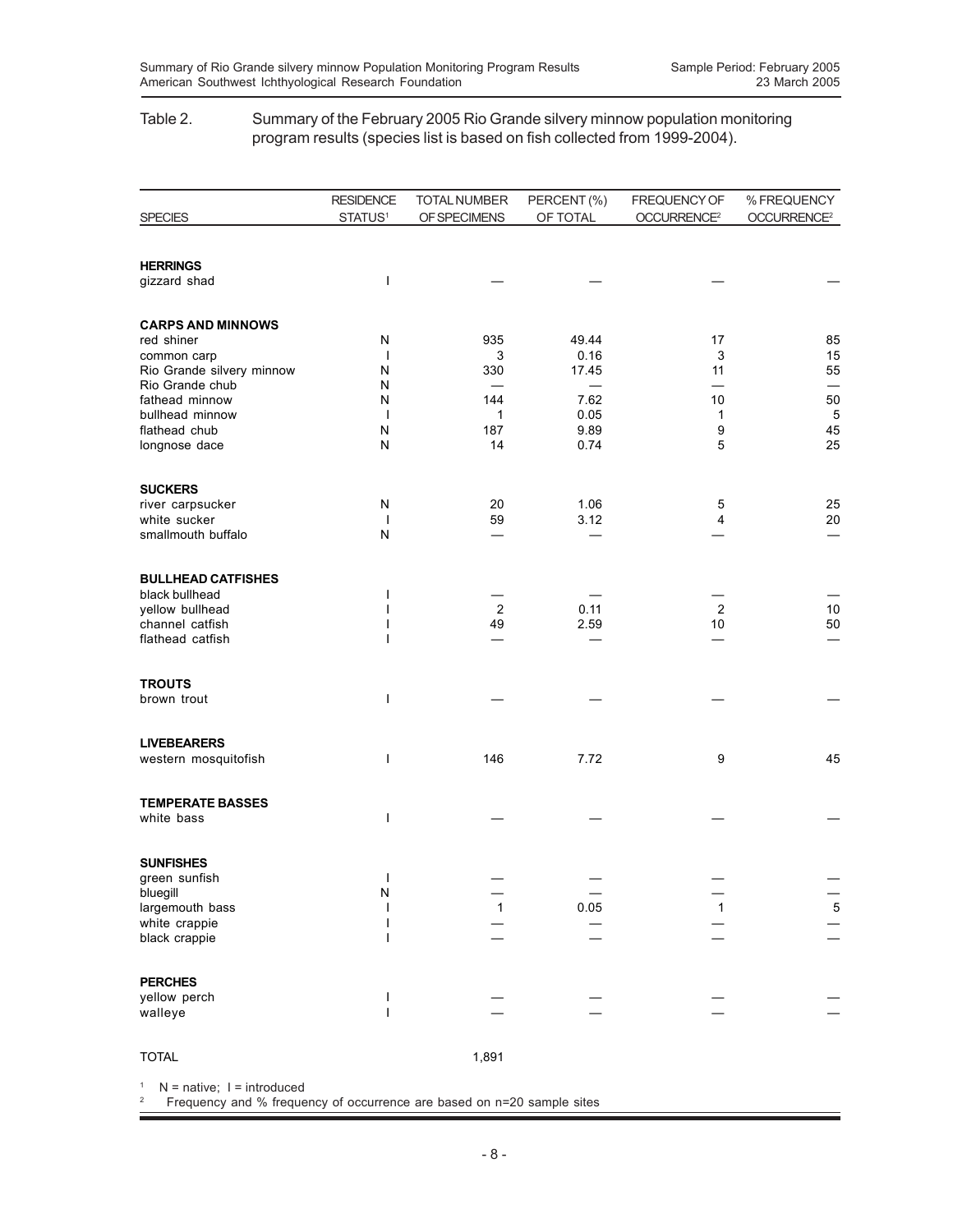Table 2. Summary of the February 2005 Rio Grande silvery minnow population monitoring program results (species list is based on fish collected from 1999-2004).

| SPECIES | RESIDENCE STATUS[1] | TOTAL NUMBER OF SPECIMENS | PERCENT (%) OF TOTAL | FREQUENCY OF OCCURRENCE[2] | % FREQUENCY OCCURRENCE[2] |
|---|---|---|---|---|---|
| **HERRINGS** | | | | | |
| gizzard shad | I | — | — | — | — |
| **CARPS AND MINNOWS** | | | | | |
| red shiner | N | 935 | 49.44 | 17 | 85 |
| common carp | I | 3 | 0.16 | 3 | 15 |
| Rio Grande silvery minnow | N | 330 | 17.45 | 11 | 55 |
| Rio Grande chub | N | — | — | — | — |
| fathead minnow | N | 144 | 7.62 | 10 | 50 |
| bullhead minnow | I | 1 | 0.05 | 1 | 5 |
| flathead chub | N | 187 | 9.89 | 9 | 45 |
| longnose dace | N | 14 | 0.74 | 5 | 25 |
| **SUCKERS** | | | | | |
| river carpsucker | N | 20 | 1.06 | 5 | 25 |
| white sucker | I | 59 | 3.12 | 4 | 20 |
| smallmouth buffalo | N | — | — | — | — |
| **BULLHEAD CATFISHES** | | | | | |
| black bullhead | I | — | — | — | — |
| yellow bullhead | I | 2 | 0.11 | 2 | 10 |
| channel catfish | I | 49 | 2.59 | 10 | 50 |
| flathead catfish | I | — | — | — | — |
| **TROUTS** | | | | | |
| brown trout | I | — | — | — | — |
| **LIVEBEARERS** | | | | | |
| western mosquitofish | I | 146 | 7.72 | 9 | 45 |
| **TEMPERATE BASSES** | | | | | |
| white bass | I | — | — | — | — |
| **SUNFISHES** | | | | | |
| green sunfish | I | — | — | — | — |
| bluegill | N | — | — | — | — |
| largemouth bass | I | 1 | 0.05 | 1 | 5 |
| white crappie | I | — | — | — | — |
| black crappie | I | — | — | — | — |
| **PERCHES** | | | | | |
| yellow perch | I | — | — | — | — |
| walleye | I | — | — | — | — |
| TOTAL | | 1,891 | | | |

[1] N = native; I = introduced
[2] Frequency and % frequency of occurrence are based on n=20 sample sites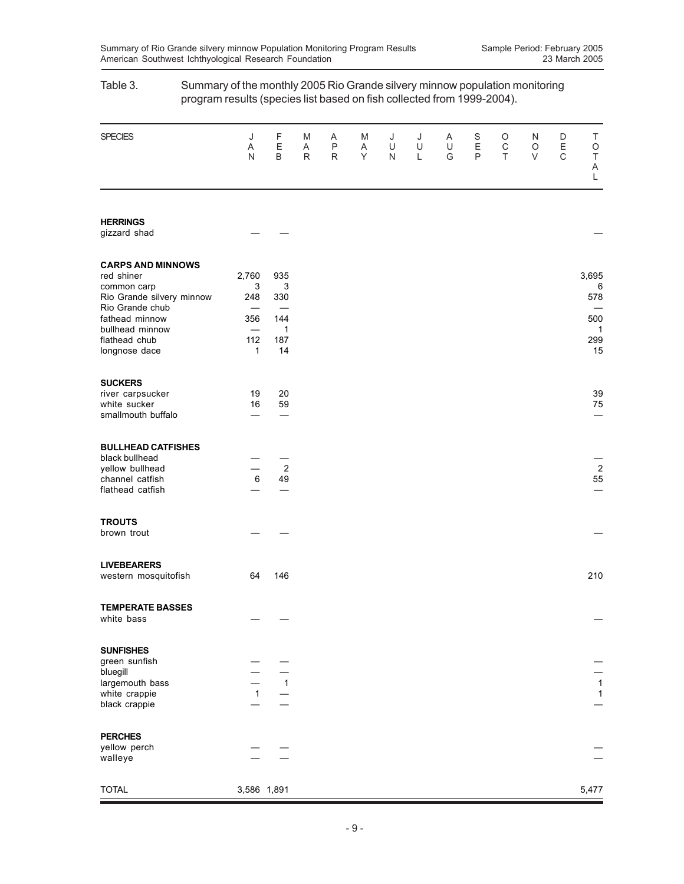Table 3. Summary of the monthly 2005 Rio Grande silvery minnow population monitoring program results (species list based on fish collected from 1999-2004).

| SPECIES | JAN | FEB | MAR | APR | MAY | JUN | JUL | AUG | SEP | OCT | NOV | DEC | TOTAL |
|---|---|---|---|---|---|---|---|---|---|---|---|---|---|
| **HERRINGS** | | | | | | | | | | | | | |
| gizzard shad | — | — | | | | | | | | | | | — |
| **CARPS AND MINNOWS** | | | | | | | | | | | | | |
| red shiner | 2,760 | 935 | | | | | | | | | | | 3,695 |
| common carp | 3 | 3 | | | | | | | | | | | 6 |
| Rio Grande silvery minnow | 248 | 330 | | | | | | | | | | | 578 |
| Rio Grande chub | — | — | | | | | | | | | | | — |
| fathead minnow | 356 | 144 | | | | | | | | | | | 500 |
| bullhead minnow | — | 1 | | | | | | | | | | | 1 |
| flathead chub | 112 | 187 | | | | | | | | | | | 299 |
| longnose dace | 1 | 14 | | | | | | | | | | | 15 |
| **SUCKERS** | | | | | | | | | | | | | |
| river carpsucker | 19 | 20 | | | | | | | | | | | 39 |
| white sucker | 16 | 59 | | | | | | | | | | | 75 |
| smallmouth buffalo | — | — | | | | | | | | | | | — |
| **BULLHEAD CATFISHES** | | | | | | | | | | | | | |
| black bullhead | — | — | | | | | | | | | | | — |
| yellow bullhead | — | 2 | | | | | | | | | | | 2 |
| channel catfish | 6 | 49 | | | | | | | | | | | 55 |
| flathead catfish | — | — | | | | | | | | | | | — |
| **TROUTS** | | | | | | | | | | | | | |
| brown trout | — | — | | | | | | | | | | | — |
| **LIVEBEARERS** | | | | | | | | | | | | | |
| western mosquitofish | 64 | 146 | | | | | | | | | | | 210 |
| **TEMPERATE BASSES** | | | | | | | | | | | | | |
| white bass | — | — | | | | | | | | | | | — |
| **SUNFISHES** | | | | | | | | | | | | | |
| green sunfish | — | — | | | | | | | | | | | — |
| bluegill | — | — | | | | | | | | | | | — |
| largemouth bass | — | 1 | | | | | | | | | | | 1 |
| white crappie | 1 | — | | | | | | | | | | | 1 |
| black crappie | — | — | | | | | | | | | | | — |
| **PERCHES** | | | | | | | | | | | | | |
| yellow perch | — | — | | | | | | | | | | | — |
| walleye | — | — | | | | | | | | | | | — |
| TOTAL | 3,586 | 1,891 | | | | | | | | | | | 5,477 |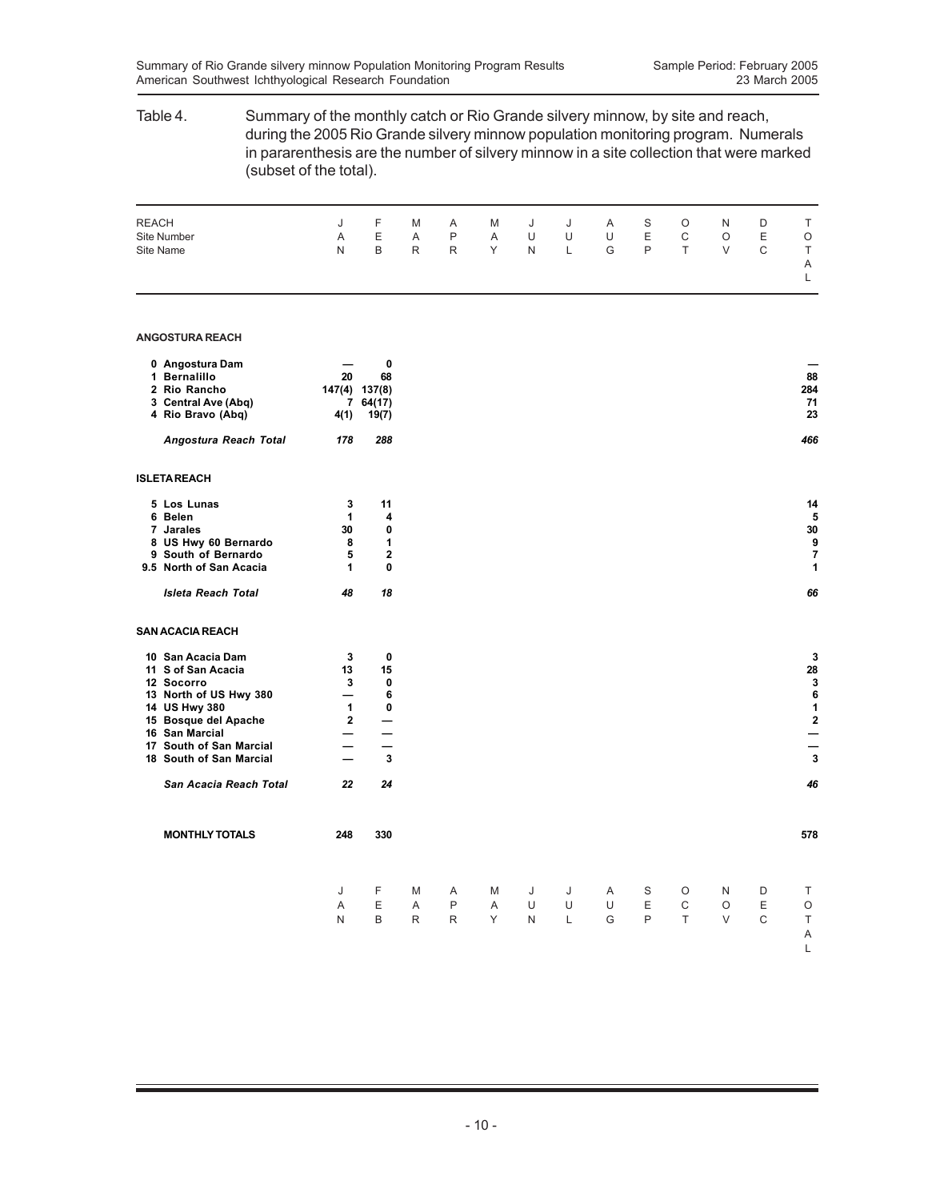Table 4. Summary of the monthly catch or Rio Grande silvery minnow, by site and reach, during the 2005 Rio Grande silvery minnow population monitoring program. Numerals in pararenthesis are the number of silvery minnow in a site collection that were marked (subset of the total).

| REACH / Site Number / Site Name | JAN | FEB | MAR | APR | MAY | JUN | JUL | AUG | SEP | OCT | NOV | DEC | TOTAL |
|---|---|---|---|---|---|---|---|---|---|---|---|---|---|
| **ANGOSTURA REACH** | | | | | | | | | | | | | |
| **0 Angostura Dam** | **—** | **0** | | | | | | | | | | | **—** |
| **1 Bernalillo** | **20** | **68** | | | | | | | | | | | **88** |
| **2 Rio Rancho** | **147(4)** | **137(8)** | | | | | | | | | | | **284** |
| **3 Central Ave (Abq)** | **7** | **64(17)** | | | | | | | | | | | **71** |
| **4 Rio Bravo (Abq)** | **4(1)** | **19(7)** | | | | | | | | | | | **23** |
| ***Angostura Reach Total*** | ***178*** | ***288*** | | | | | | | | | | | ***466*** |
| **ISLETA REACH** | | | | | | | | | | | | | |
| **5 Los Lunas** | **3** | **11** | | | | | | | | | | | **14** |
| **6 Belen** | **1** | **4** | | | | | | | | | | | **5** |
| **7 Jarales** | **30** | **0** | | | | | | | | | | | **30** |
| **8 US Hwy 60 Bernardo** | **8** | **1** | | | | | | | | | | | **9** |
| **9 South of Bernardo** | **5** | **2** | | | | | | | | | | | **7** |
| **9.5 North of San Acacia** | **1** | **0** | | | | | | | | | | | **1** |
| ***Isleta Reach Total*** | ***48*** | ***18*** | | | | | | | | | | | ***66*** |
| **SAN ACACIA REACH** | | | | | | | | | | | | | |
| **10 San Acacia Dam** | **3** | **0** | | | | | | | | | | | **3** |
| **11 S of San Acacia** | **13** | **15** | | | | | | | | | | | **28** |
| **12 Socorro** | **3** | **0** | | | | | | | | | | | **3** |
| **13 North of US Hwy 380** | **—** | **6** | | | | | | | | | | | **6** |
| **14 US Hwy 380** | **1** | **0** | | | | | | | | | | | **1** |
| **15 Bosque del Apache** | **2** | **—** | | | | | | | | | | | **2** |
| **16 San Marcial** | **—** | **—** | | | | | | | | | | | **—** |
| **17 South of San Marcial** | **—** | **—** | | | | | | | | | | | **—** |
| **18 South of San Marcial** | **—** | **3** | | | | | | | | | | | **3** |
| ***San Acacia Reach Total*** | ***22*** | ***24*** | | | | | | | | | | | ***46*** |
| **MONTHLY TOTALS** | **248** | **330** | | | | | | | | | | | **578** |
| | JAN | FEB | MAR | APR | MAY | JUN | JUL | AUG | SEP | OCT | NOV | DEC | TOTAL |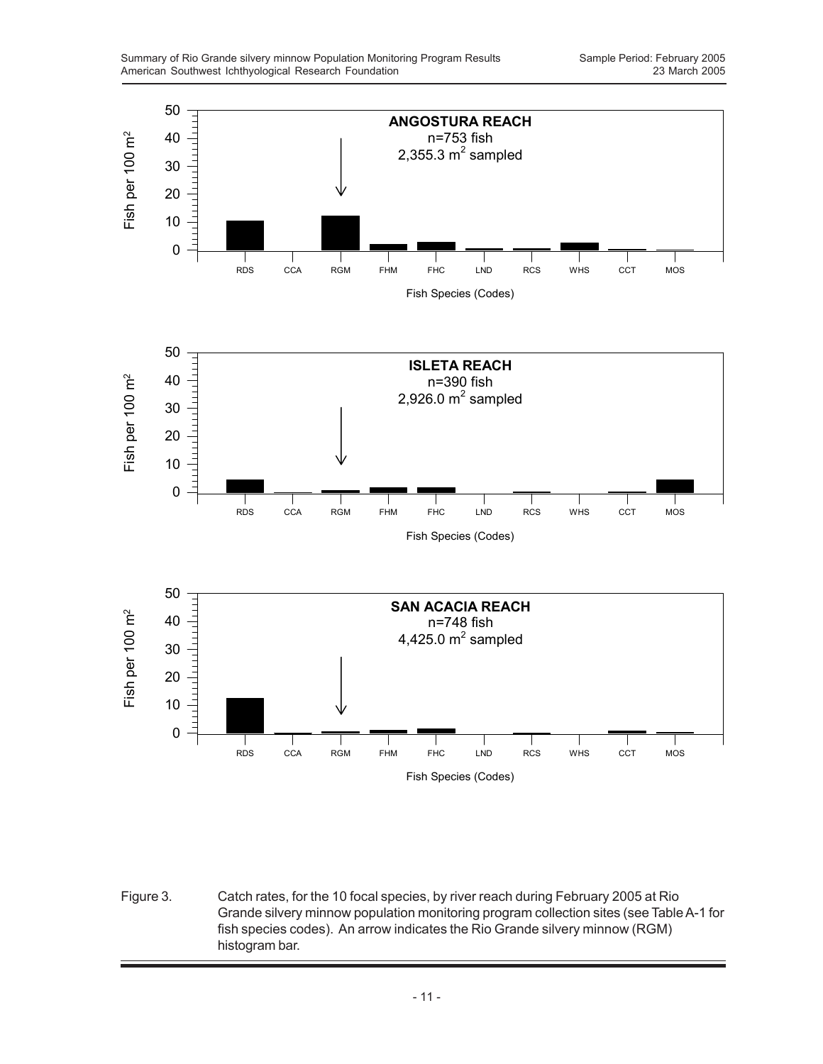ANGOSTURA REACH
n=753 fish
2,355.3 $m^2$ sampled

Fish per 100 $m^2$

RDS CCA RGM FHM FHC LND RCS WHS CCT MOS

Fish Species (Codes)

ISLETA REACH
n=390 fish
2,926.0 $m^2$ sampled

Fish per 100 $m^2$

RDS CCA RGM FHM FHC LND RCS WHS CCT MOS

Fish Species (Codes)

SAN ACACIA REACH
n=748 fish
4,425.0 $m^2$ sampled

Fish per 100 $m^2$

RDS CCA RGM FHM FHC LND RCS WHS CCT MOS

Fish Species (Codes)

Figure 3. Catch rates, for the 10 focal species, by river reach during February 2005 at Rio Grande silvery minnow population monitoring program collection sites (see Table A-1 for fish species codes). An arrow indicates the Rio Grande silvery minnow (RGM) histogram bar.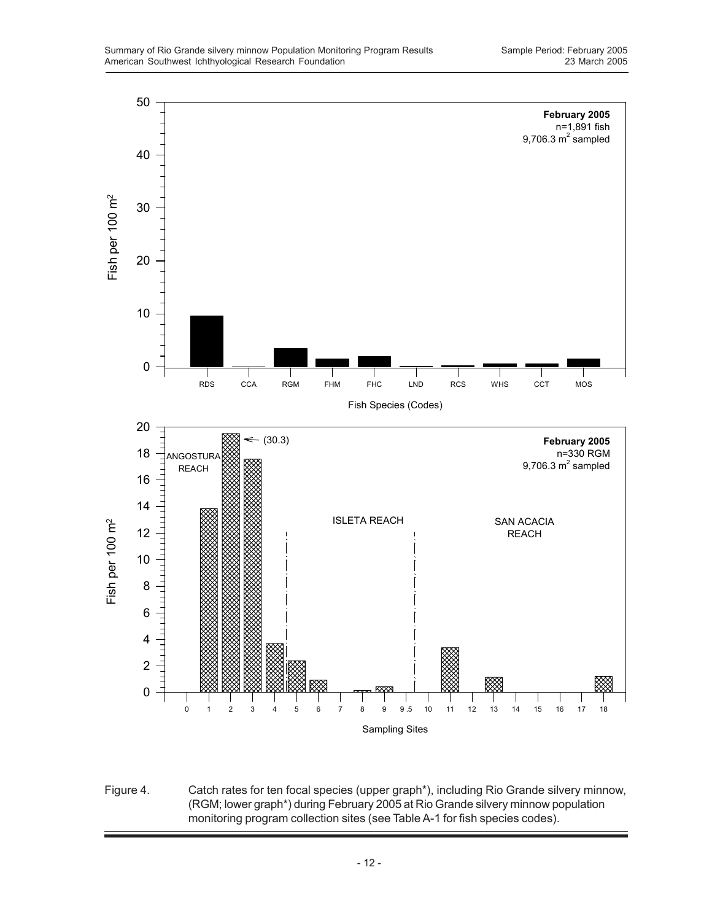Figure 4. Catch rates for ten focal species (upper graph*), including Rio Grande silvery minnow, (RGM; lower graph*) during February 2005 at Rio Grande silvery minnow population monitoring program collection sites (see Table A-1 for fish species codes).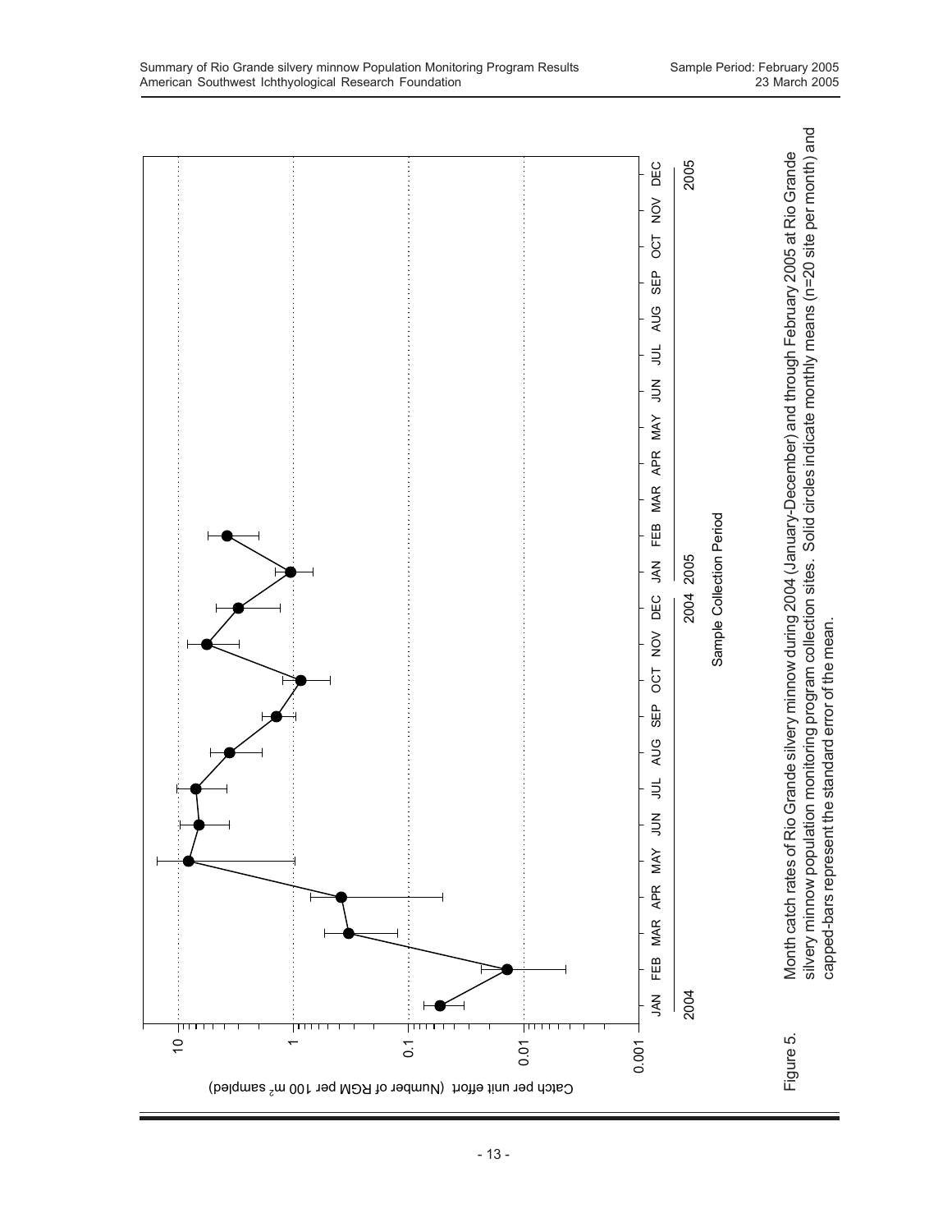Catch per unit effort (Number of RGM per 100 m$^2$ sampled)

10

1

0.1

0.01

0.001

JAN FEB MAR APR MAY JUN JUL AUG SEP OCT NOV DEC JAN FEB MAR APR MAY JUN JUL AUG SEP OCT NOV DEC

2004 2004 2005 2005

Sample Collection Period

Figure 5. Month catch rates of Rio Grande silvery minnow during 2004 (January-December) and through February 2005 at Rio Grande silvery minnow population monitoring program collection sites. Solid circles indicate monthly means (n=20 site per month) and capped-bars represent the standard error of the mean.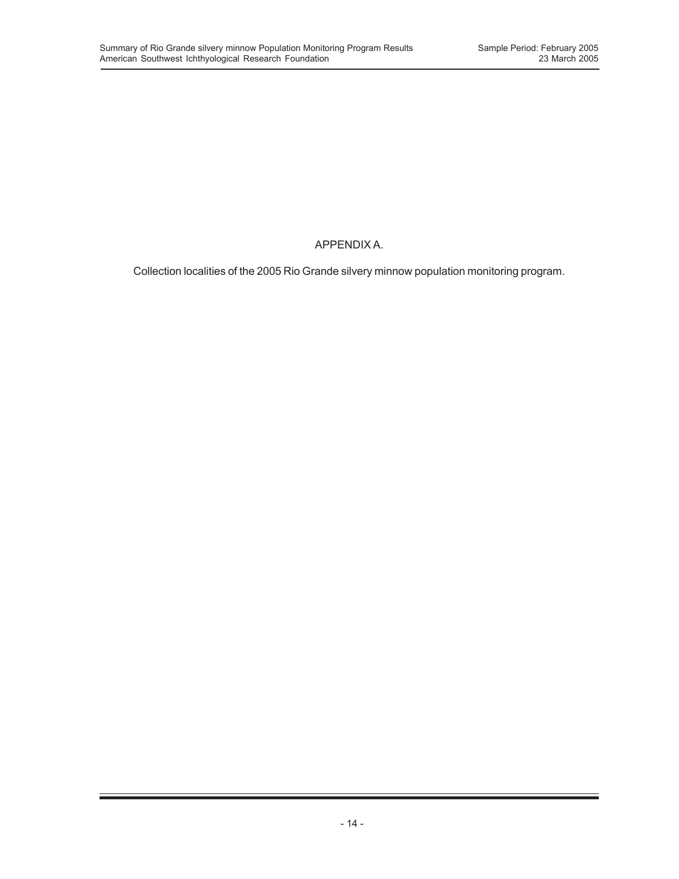# APPENDIX A.

Collection localities of the 2005 Rio Grande silvery minnow population monitoring program.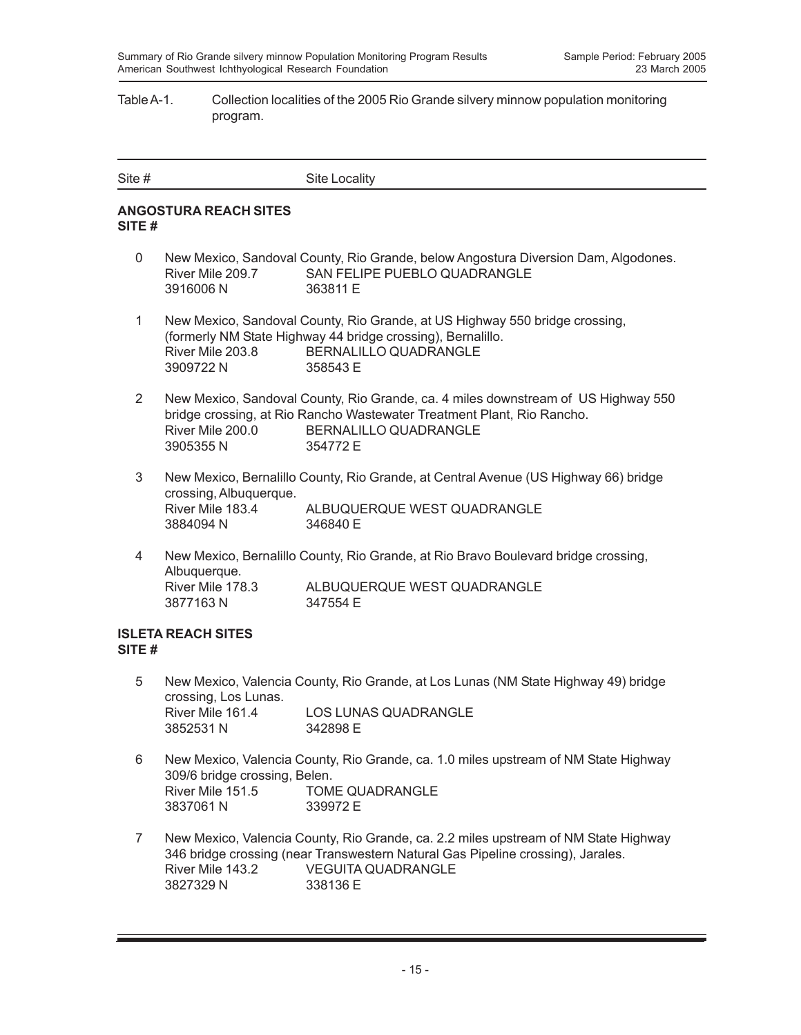Table A-1. Collection localities of the 2005 Rio Grande silvery minnow population monitoring program.

| Site # | Site Locality |
|---|---|

**ANGOSTURA REACH SITES**
**SITE #**

0 New Mexico, Sandoval County, Rio Grande, below Angostura Diversion Dam, Algodones.
River Mile 209.7 SAN FELIPE PUEBLO QUADRANGLE
3916006 N 363811 E

1 New Mexico, Sandoval County, Rio Grande, at US Highway 550 bridge crossing, (formerly NM State Highway 44 bridge crossing), Bernalillo.
River Mile 203.8 BERNALILLO QUADRANGLE
3909722 N 358543 E

2 New Mexico, Sandoval County, Rio Grande, ca. 4 miles downstream of US Highway 550 bridge crossing, at Rio Rancho Wastewater Treatment Plant, Rio Rancho.
River Mile 200.0 BERNALILLO QUADRANGLE
3905355 N 354772 E

3 New Mexico, Bernalillo County, Rio Grande, at Central Avenue (US Highway 66) bridge crossing, Albuquerque.
River Mile 183.4 ALBUQUERQUE WEST QUADRANGLE
3884094 N 346840 E

4 New Mexico, Bernalillo County, Rio Grande, at Rio Bravo Boulevard bridge crossing, Albuquerque.
River Mile 178.3 ALBUQUERQUE WEST QUADRANGLE
3877163 N 347554 E

**ISLETA REACH SITES**
**SITE #**

5 New Mexico, Valencia County, Rio Grande, at Los Lunas (NM State Highway 49) bridge crossing, Los Lunas.
River Mile 161.4 LOS LUNAS QUADRANGLE
3852531 N 342898 E

6 New Mexico, Valencia County, Rio Grande, ca. 1.0 miles upstream of NM State Highway 309/6 bridge crossing, Belen.
River Mile 151.5 TOME QUADRANGLE
3837061 N 339972 E

7 New Mexico, Valencia County, Rio Grande, ca. 2.2 miles upstream of NM State Highway 346 bridge crossing (near Transwestern Natural Gas Pipeline crossing), Jarales.
River Mile 143.2 VEGUITA QUADRANGLE
3827329 N 338136 E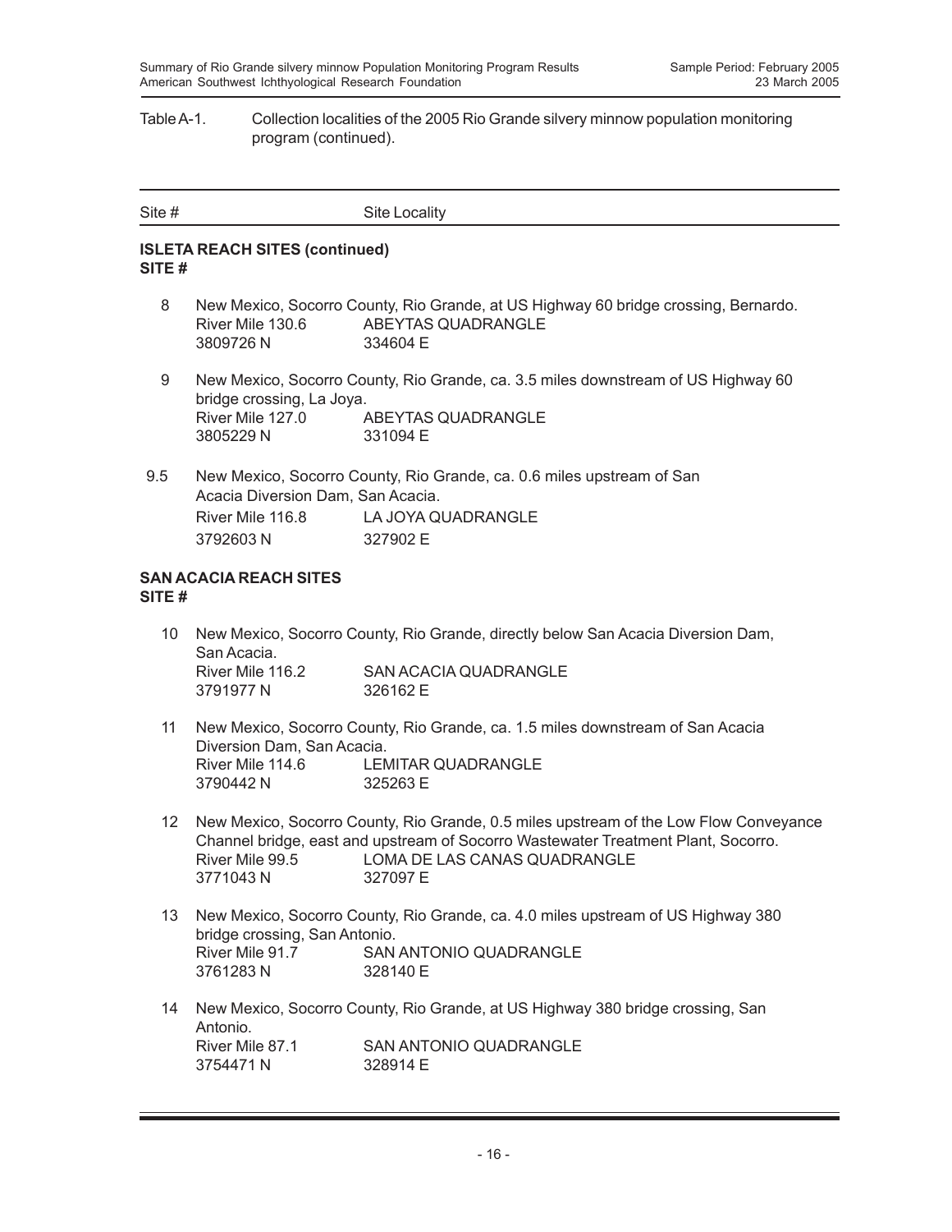Table A-1. Collection localities of the 2005 Rio Grande silvery minnow population monitoring program (continued).

| Site # | Site Locality |
|---|---|

**ISLETA REACH SITES (continued)**
**SITE #**

8 New Mexico, Socorro County, Rio Grande, at US Highway 60 bridge crossing, Bernardo.
River Mile 130.6 ABEYTAS QUADRANGLE
3809726 N 334604 E

9 New Mexico, Socorro County, Rio Grande, ca. 3.5 miles downstream of US Highway 60 bridge crossing, La Joya.
River Mile 127.0 ABEYTAS QUADRANGLE
3805229 N 331094 E

9.5 New Mexico, Socorro County, Rio Grande, ca. 0.6 miles upstream of San Acacia Diversion Dam, San Acacia.
River Mile 116.8 LA JOYA QUADRANGLE
3792603 N 327902 E

**SAN ACACIA REACH SITES**
**SITE #**

10 New Mexico, Socorro County, Rio Grande, directly below San Acacia Diversion Dam, San Acacia.
River Mile 116.2 SAN ACACIA QUADRANGLE
3791977 N 326162 E

11 New Mexico, Socorro County, Rio Grande, ca. 1.5 miles downstream of San Acacia Diversion Dam, San Acacia.
River Mile 114.6 LEMITAR QUADRANGLE
3790442 N 325263 E

12 New Mexico, Socorro County, Rio Grande, 0.5 miles upstream of the Low Flow Conveyance Channel bridge, east and upstream of Socorro Wastewater Treatment Plant, Socorro.
River Mile 99.5 LOMA DE LAS CANAS QUADRANGLE
3771043 N 327097 E

13 New Mexico, Socorro County, Rio Grande, ca. 4.0 miles upstream of US Highway 380 bridge crossing, San Antonio.
River Mile 91.7 SAN ANTONIO QUADRANGLE
3761283 N 328140 E

14 New Mexico, Socorro County, Rio Grande, at US Highway 380 bridge crossing, San Antonio.
River Mile 87.1 SAN ANTONIO QUADRANGLE
3754471 N 328914 E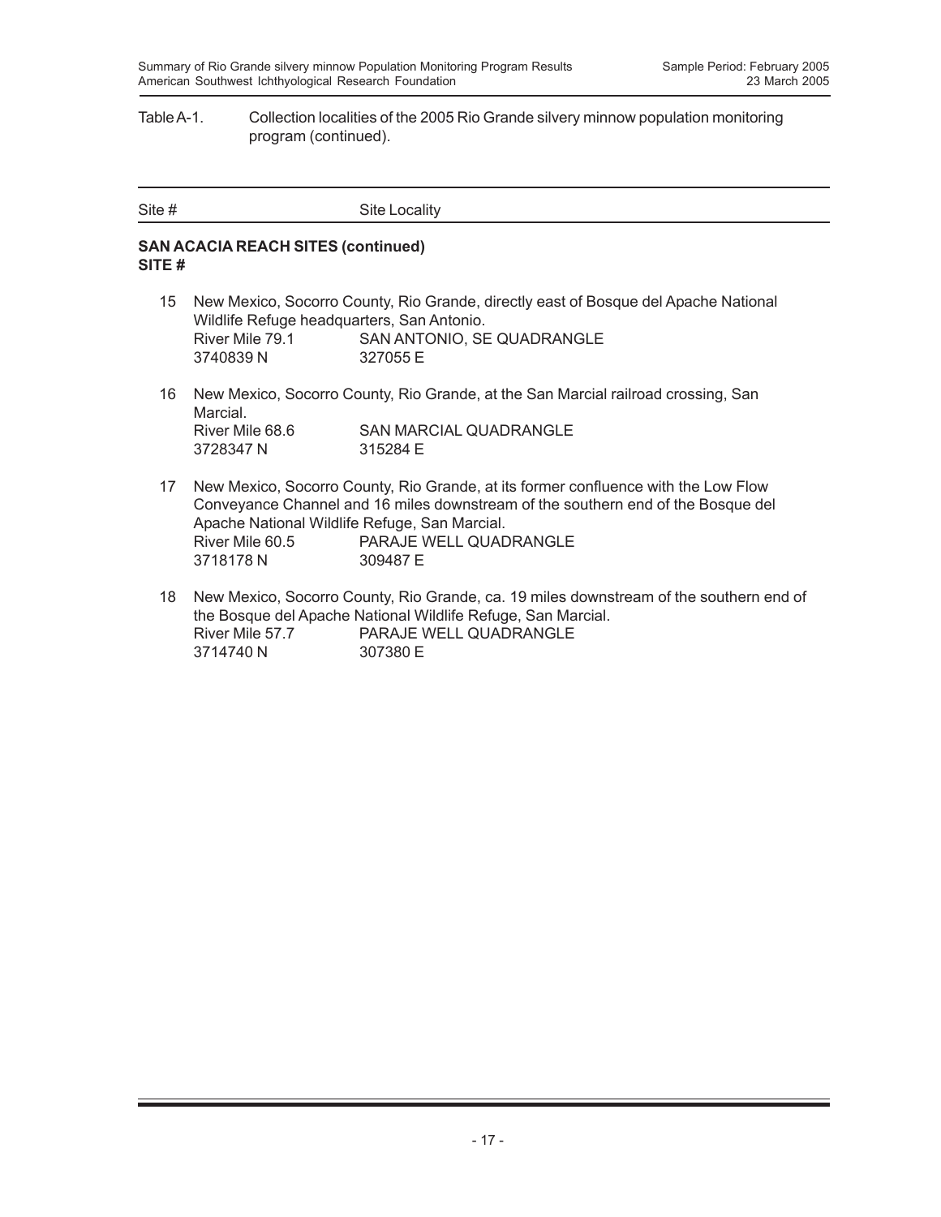Table A-1. Collection localities of the 2005 Rio Grande silvery minnow population monitoring program (continued).

| Site # | Site Locality |
|---|---|

**SAN ACACIA REACH SITES (continued)**
**SITE #**

15 New Mexico, Socorro County, Rio Grande, directly east of Bosque del Apache National Wildlife Refuge headquarters, San Antonio.
River Mile 79.1 SAN ANTONIO, SE QUADRANGLE
3740839 N 327055 E

16 New Mexico, Socorro County, Rio Grande, at the San Marcial railroad crossing, San Marcial.
River Mile 68.6 SAN MARCIAL QUADRANGLE
3728347 N 315284 E

17 New Mexico, Socorro County, Rio Grande, at its former confluence with the Low Flow Conveyance Channel and 16 miles downstream of the southern end of the Bosque del Apache National Wildlife Refuge, San Marcial.
River Mile 60.5 PARAJE WELL QUADRANGLE
3718178 N 309487 E

18 New Mexico, Socorro County, Rio Grande, ca. 19 miles downstream of the southern end of the Bosque del Apache National Wildlife Refuge, San Marcial.
River Mile 57.7 PARAJE WELL QUADRANGLE
3714740 N 307380 E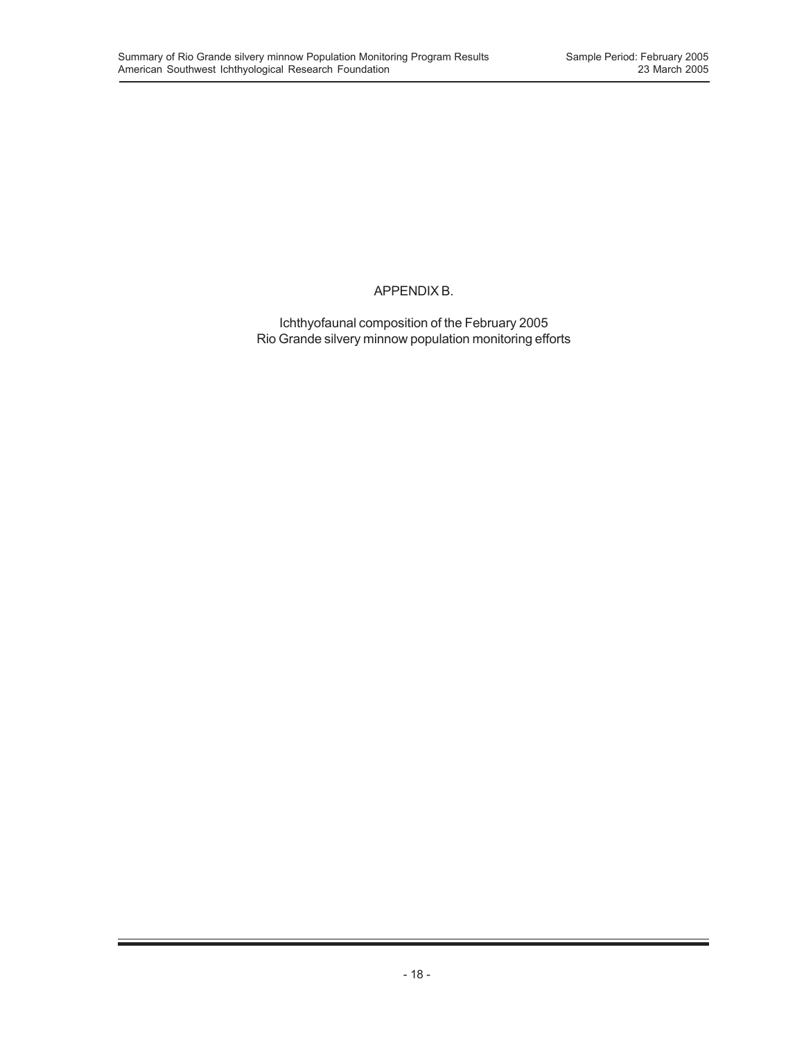# APPENDIX B.

Ichthyofaunal composition of the February 2005
Rio Grande silvery minnow population monitoring efforts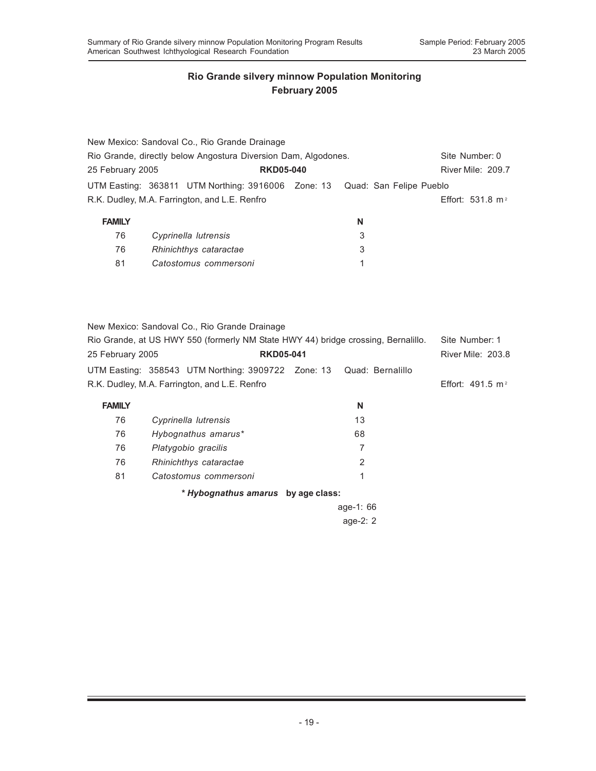## Rio Grande silvery minnow Population Monitoring
## February 2005

New Mexico: Sandoval Co., Rio Grande Drainage
Rio Grande, directly below Angostura Diversion Dam, Algodones. Site Number: 0
25 February 2005 **RKD05-040** River Mile: 209.7
UTM Easting: 363811 UTM Northing: 3916006 Zone: 13 Quad: San Felipe Pueblo
R.K. Dudley, M.A. Farrington, and L.E. Renfro Effort: 531.8 $m^2$

| FAMILY | | N |
|---|---|---|
| 76 | *Cyprinella lutrensis* | 3 |
| 76 | *Rhinichthys cataractae* | 3 |
| 81 | *Catostomus commersoni* | 1 |

New Mexico: Sandoval Co., Rio Grande Drainage
Rio Grande, at US HWY 550 (formerly NM State HWY 44) bridge crossing, Bernalillo. Site Number: 1
25 February 2005 **RKD05-041** River Mile: 203.8
UTM Easting: 358543 UTM Northing: 3909722 Zone: 13 Quad: Bernalillo
R.K. Dudley, M.A. Farrington, and L.E. Renfro Effort: 491.5 $m^2$

| FAMILY | | N |
|---|---|---|
| 76 | *Cyprinella lutrensis* | 13 |
| 76 | *Hybognathus amarus** | 68 |
| 76 | *Platygobio gracilis* | 7 |
| 76 | *Rhinichthys cataractae* | 2 |
| 81 | *Catostomus commersoni* | 1 |

**\* *Hybognathus amarus* by age class:**

age-1: 66
age-2: 2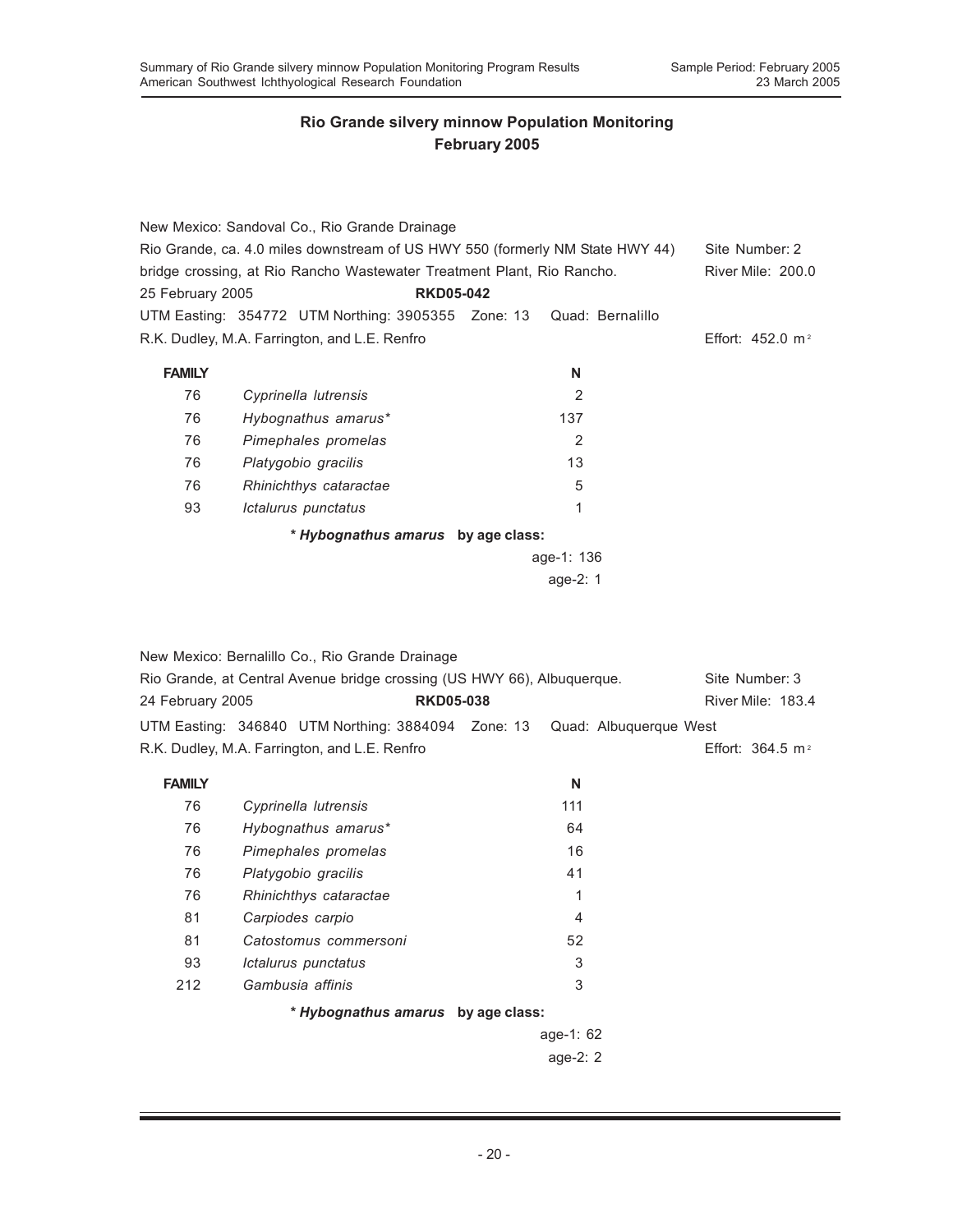## Rio Grande silvery minnow Population Monitoring
## February 2005

New Mexico: Sandoval Co., Rio Grande Drainage
Rio Grande, ca. 4.0 miles downstream of US HWY 550 (formerly NM State HWY 44) bridge crossing, at Rio Rancho Wastewater Treatment Plant, Rio Rancho.
Site Number: 2
River Mile: 200.0
25 February 2005 **RKD05-042**
UTM Easting: 354772 UTM Northing: 3905355 Zone: 13 Quad: Bernalillo
R.K. Dudley, M.A. Farrington, and L.E. Renfro
Effort: 452.0 m²

| FAMILY | | N |
|---|---|---|
| 76 | *Cyprinella lutrensis* | 2 |
| 76 | *Hybognathus amarus** | 137 |
| 76 | *Pimephales promelas* | 2 |
| 76 | *Platygobio gracilis* | 13 |
| 76 | *Rhinichthys cataractae* | 5 |
| 93 | *Ictalurus punctatus* | 1 |

**\* *Hybognathus amarus* by age class:**
age-1: 136
age-2: 1

New Mexico: Bernalillo Co., Rio Grande Drainage
Rio Grande, at Central Avenue bridge crossing (US HWY 66), Albuquerque.
Site Number: 3
River Mile: 183.4
24 February 2005 **RKD05-038**
UTM Easting: 346840 UTM Northing: 3884094 Zone: 13 Quad: Albuquerque West
R.K. Dudley, M.A. Farrington, and L.E. Renfro
Effort: 364.5 m²

| FAMILY | | N |
|---|---|---|
| 76 | *Cyprinella lutrensis* | 111 |
| 76 | *Hybognathus amarus** | 64 |
| 76 | *Pimephales promelas* | 16 |
| 76 | *Platygobio gracilis* | 41 |
| 76 | *Rhinichthys cataractae* | 1 |
| 81 | *Carpiodes carpio* | 4 |
| 81 | *Catostomus commersoni* | 52 |
| 93 | *Ictalurus punctatus* | 3 |
| 212 | *Gambusia affinis* | 3 |

**\* *Hybognathus amarus* by age class:**
age-1: 62
age-2: 2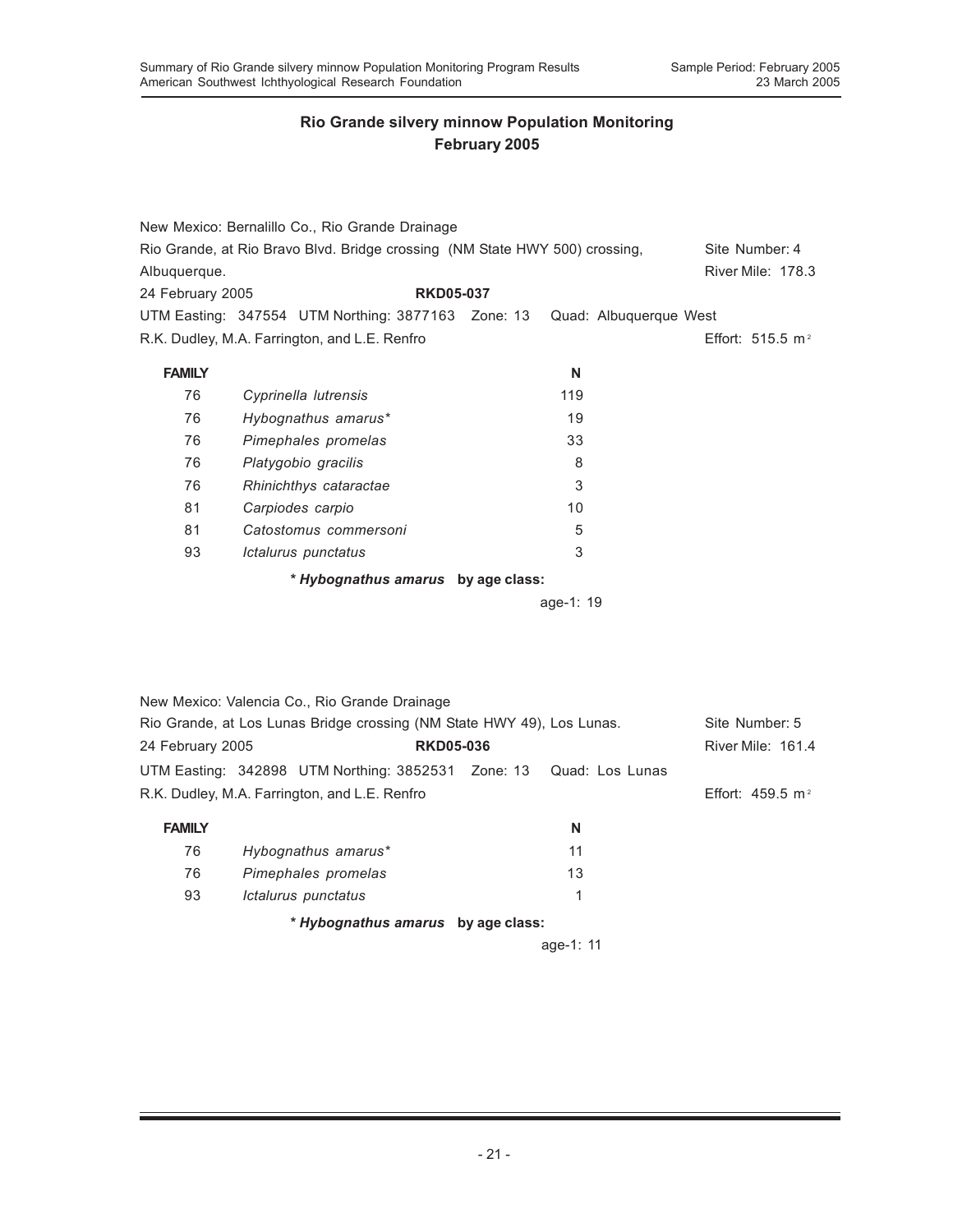## Rio Grande silvery minnow Population Monitoring
## February 2005

New Mexico: Bernalillo Co., Rio Grande Drainage
Rio Grande, at Rio Bravo Blvd. Bridge crossing (NM State HWY 500) crossing, Albuquerque. — Site Number: 4 — River Mile: 178.3
24 February 2005 — **RKD05-037**
UTM Easting: 347554 UTM Northing: 3877163 Zone: 13 Quad: Albuquerque West
R.K. Dudley, M.A. Farrington, and L.E. Renfro — Effort: 515.5 $m^2$

| FAMILY | | N |
|---|---|---|
| 76 | *Cyprinella lutrensis* | 119 |
| 76 | *Hybognathus amarus** | 19 |
| 76 | *Pimephales promelas* | 33 |
| 76 | *Platygobio gracilis* | 8 |
| 76 | *Rhinichthys cataractae* | 3 |
| 81 | *Carpiodes carpio* | 10 |
| 81 | *Catostomus commersoni* | 5 |
| 93 | *Ictalurus punctatus* | 3 |

**\* *Hybognathus amarus* by age class:**

age-1: 19

New Mexico: Valencia Co., Rio Grande Drainage
Rio Grande, at Los Lunas Bridge crossing (NM State HWY 49), Los Lunas. — Site Number: 5
24 February 2005 — **RKD05-036** — River Mile: 161.4
UTM Easting: 342898 UTM Northing: 3852531 Zone: 13 Quad: Los Lunas
R.K. Dudley, M.A. Farrington, and L.E. Renfro — Effort: 459.5 $m^2$

| FAMILY | | N |
|---|---|---|
| 76 | *Hybognathus amarus** | 11 |
| 76 | *Pimephales promelas* | 13 |
| 93 | *Ictalurus punctatus* | 1 |

**\* *Hybognathus amarus* by age class:**

age-1: 11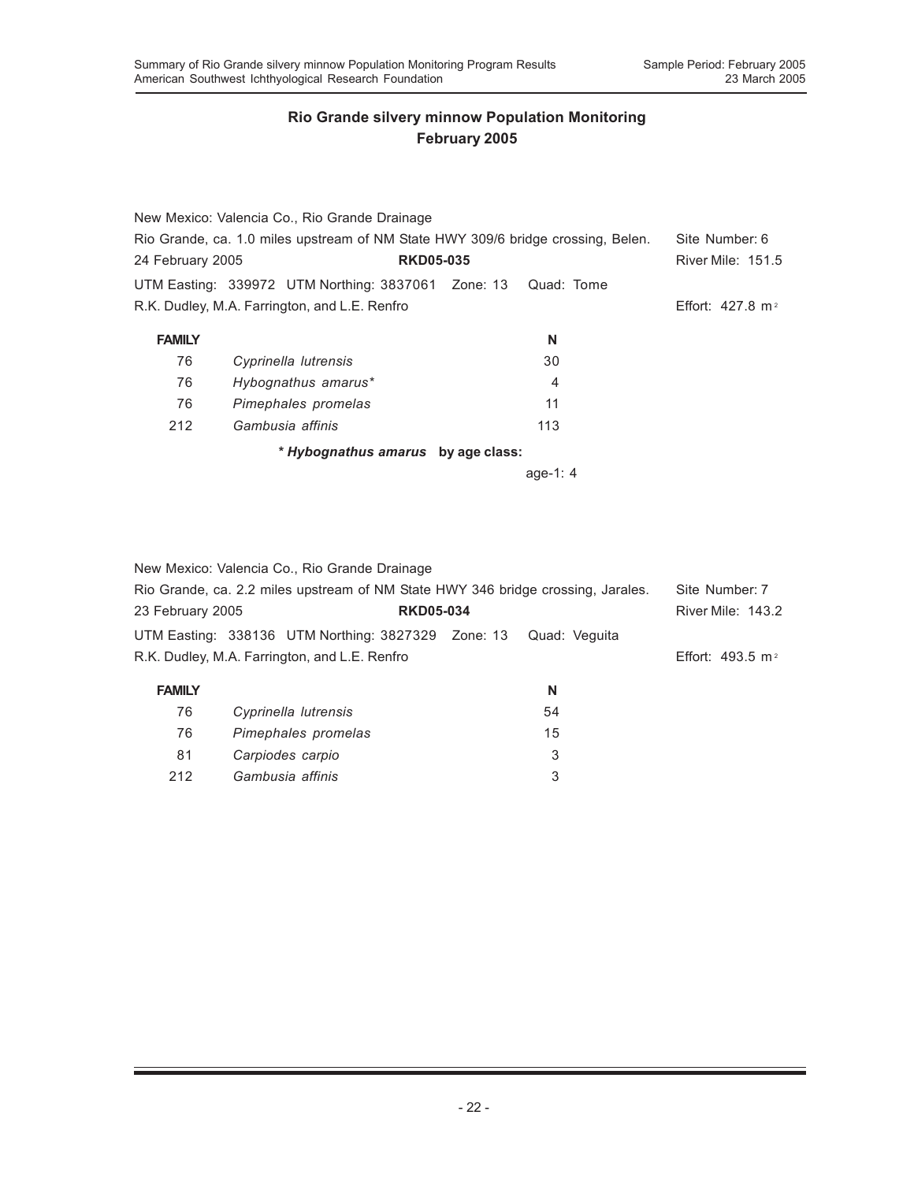## Rio Grande silvery minnow Population Monitoring
## February 2005

New Mexico: Valencia Co., Rio Grande Drainage
Rio Grande, ca. 1.0 miles upstream of NM State HWY 309/6 bridge crossing, Belen. Site Number: 6
24 February 2005 **RKD05-035** River Mile: 151.5
UTM Easting: 339972 UTM Northing: 3837061 Zone: 13 Quad: Tome
R.K. Dudley, M.A. Farrington, and L.E. Renfro Effort: 427.8 $m^2$

| FAMILY | | N |
|---|---|---|
| 76 | *Cyprinella lutrensis* | 30 |
| 76 | *Hybognathus amarus** | 4 |
| 76 | *Pimephales promelas* | 11 |
| 212 | *Gambusia affinis* | 113 |

**\* *Hybognathus amarus* by age class:**

age-1: 4

New Mexico: Valencia Co., Rio Grande Drainage
Rio Grande, ca. 2.2 miles upstream of NM State HWY 346 bridge crossing, Jarales. Site Number: 7
23 February 2005 **RKD05-034** River Mile: 143.2
UTM Easting: 338136 UTM Northing: 3827329 Zone: 13 Quad: Veguita
R.K. Dudley, M.A. Farrington, and L.E. Renfro Effort: 493.5 $m^2$

| FAMILY | | N |
|---|---|---|
| 76 | *Cyprinella lutrensis* | 54 |
| 76 | *Pimephales promelas* | 15 |
| 81 | *Carpiodes carpio* | 3 |
| 212 | *Gambusia affinis* | 3 |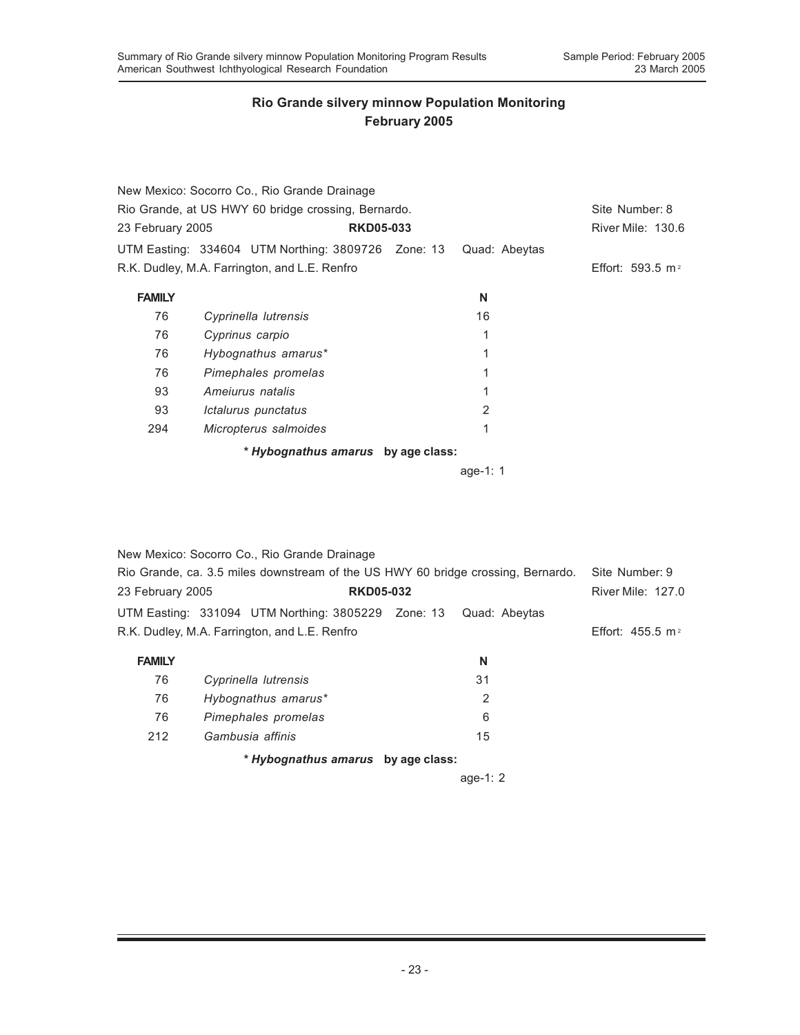## Rio Grande silvery minnow Population Monitoring
## February 2005

New Mexico: Socorro Co., Rio Grande Drainage
Rio Grande, at US HWY 60 bridge crossing, Bernardo. Site Number: 8
23 February 2005 **RKD05-033** River Mile: 130.6
UTM Easting: 334604 UTM Northing: 3809726 Zone: 13 Quad: Abeytas
R.K. Dudley, M.A. Farrington, and L.E. Renfro Effort: 593.5 $m^2$

| FAMILY | | N |
|---|---|---|
| 76 | *Cyprinella lutrensis* | 16 |
| 76 | *Cyprinus carpio* | 1 |
| 76 | *Hybognathus amarus** | 1 |
| 76 | *Pimephales promelas* | 1 |
| 93 | *Ameiurus natalis* | 1 |
| 93 | *Ictalurus punctatus* | 2 |
| 294 | *Micropterus salmoides* | 1 |

**\* *Hybognathus amarus* by age class:**

age-1: 1

New Mexico: Socorro Co., Rio Grande Drainage
Rio Grande, ca. 3.5 miles downstream of the US HWY 60 bridge crossing, Bernardo. Site Number: 9
23 February 2005 **RKD05-032** River Mile: 127.0
UTM Easting: 331094 UTM Northing: 3805229 Zone: 13 Quad: Abeytas
R.K. Dudley, M.A. Farrington, and L.E. Renfro Effort: 455.5 $m^2$

| FAMILY | | N |
|---|---|---|
| 76 | *Cyprinella lutrensis* | 31 |
| 76 | *Hybognathus amarus** | 2 |
| 76 | *Pimephales promelas* | 6 |
| 212 | *Gambusia affinis* | 15 |

**\* *Hybognathus amarus* by age class:**

age-1: 2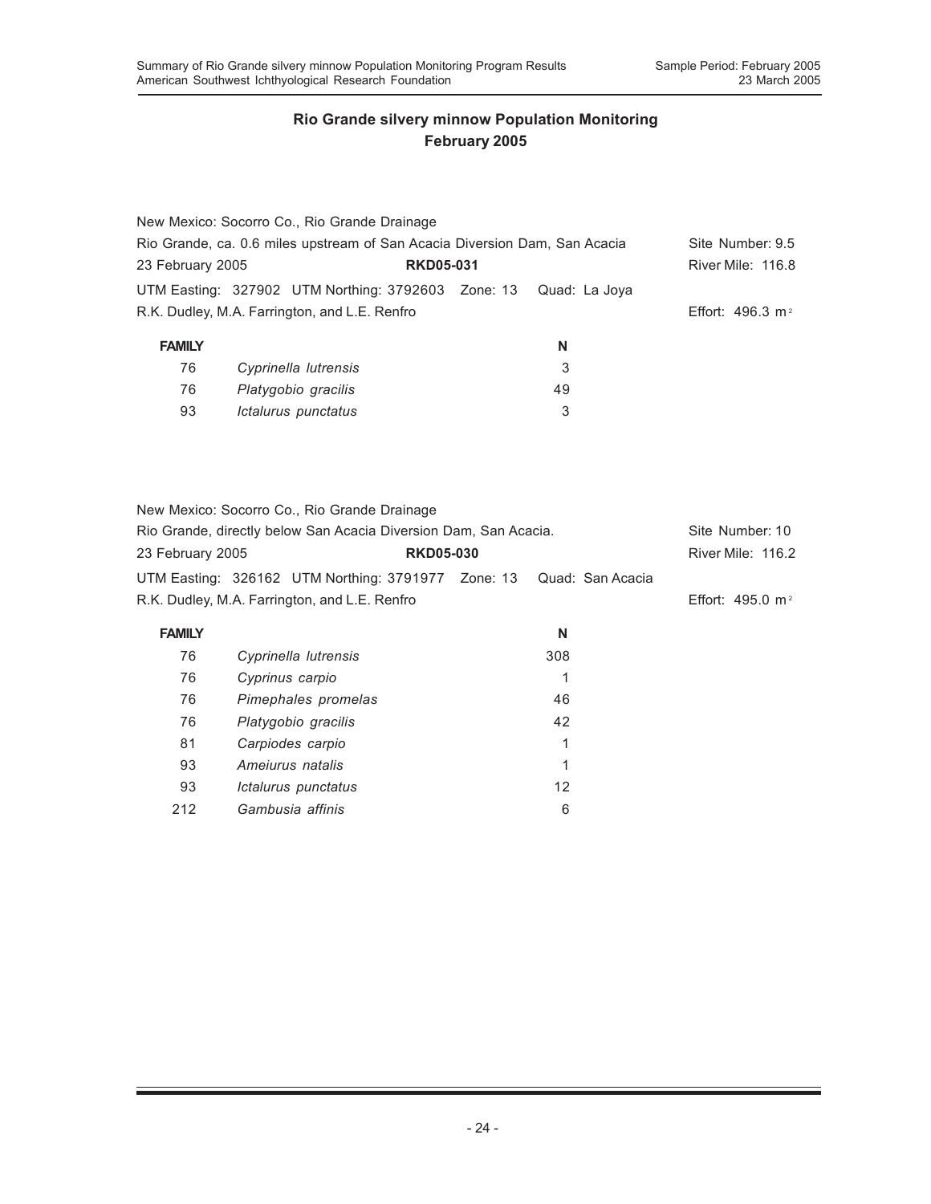## Rio Grande silvery minnow Population Monitoring
## February 2005

New Mexico: Socorro Co., Rio Grande Drainage
Rio Grande, ca. 0.6 miles upstream of San Acacia Diversion Dam, San Acacia — Site Number: 9.5
23 February 2005 — **RKD05-031** — River Mile: 116.8
UTM Easting: 327902 UTM Northing: 3792603 Zone: 13 Quad: La Joya
R.K. Dudley, M.A. Farrington, and L.E. Renfro — Effort: 496.3 $m^2$

| FAMILY | | N |
|---|---|---|
| 76 | *Cyprinella lutrensis* | 3 |
| 76 | *Platygobio gracilis* | 49 |
| 93 | *Ictalurus punctatus* | 3 |

New Mexico: Socorro Co., Rio Grande Drainage
Rio Grande, directly below San Acacia Diversion Dam, San Acacia. — Site Number: 10
23 February 2005 — **RKD05-030** — River Mile: 116.2
UTM Easting: 326162 UTM Northing: 3791977 Zone: 13 Quad: San Acacia
R.K. Dudley, M.A. Farrington, and L.E. Renfro — Effort: 495.0 $m^2$

| FAMILY | | N |
|---|---|---|
| 76 | *Cyprinella lutrensis* | 308 |
| 76 | *Cyprinus carpio* | 1 |
| 76 | *Pimephales promelas* | 46 |
| 76 | *Platygobio gracilis* | 42 |
| 81 | *Carpiodes carpio* | 1 |
| 93 | *Ameiurus natalis* | 1 |
| 93 | *Ictalurus punctatus* | 12 |
| 212 | *Gambusia affinis* | 6 |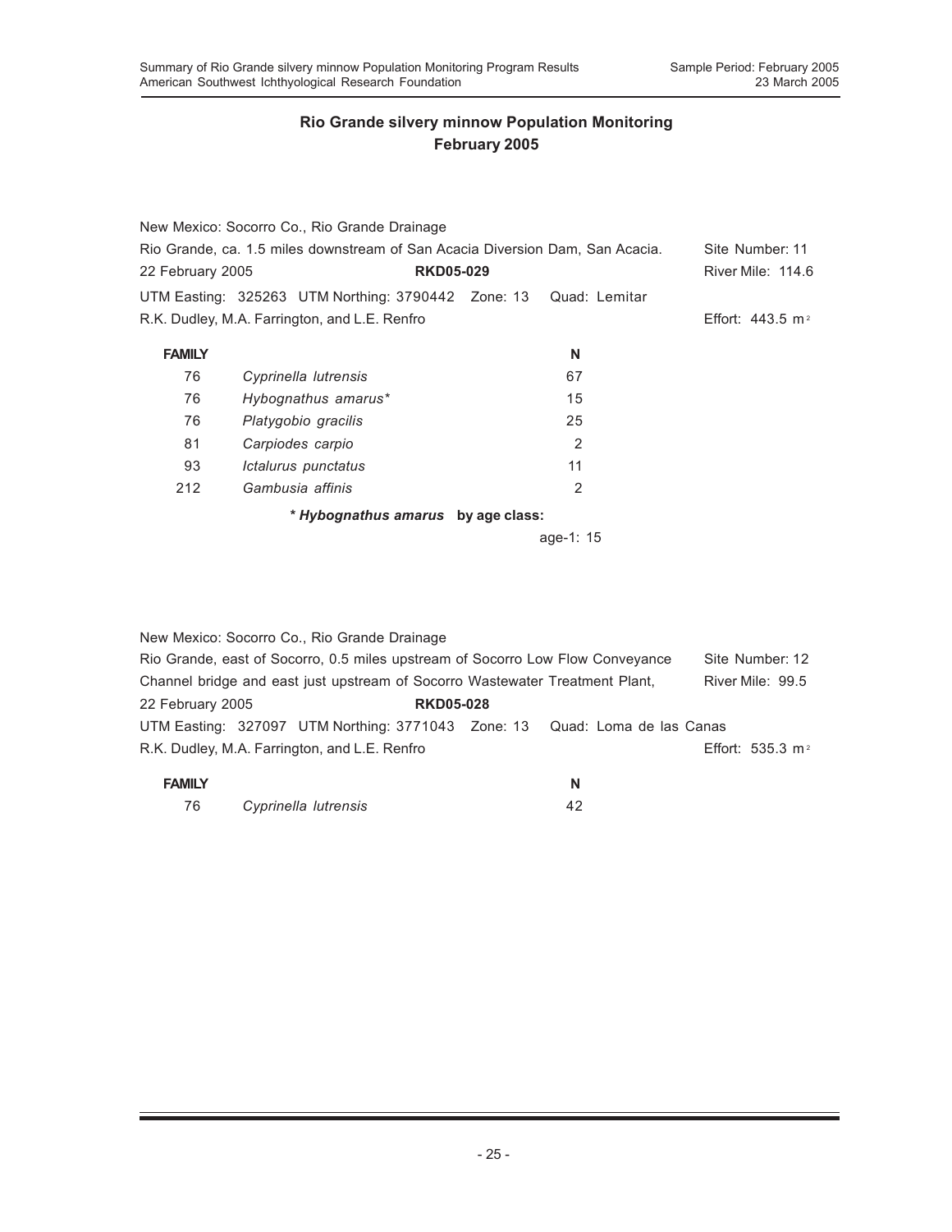## Rio Grande silvery minnow Population Monitoring
## February 2005

New Mexico: Socorro Co., Rio Grande Drainage
Rio Grande, ca. 1.5 miles downstream of San Acacia Diversion Dam, San Acacia. Site Number: 11
22 February 2005 **RKD05-029** River Mile: 114.6
UTM Easting: 325263 UTM Northing: 3790442 Zone: 13 Quad: Lemitar
R.K. Dudley, M.A. Farrington, and L.E. Renfro Effort: 443.5 $m^2$

| FAMILY | | N |
|---|---|---|
| 76 | *Cyprinella lutrensis* | 67 |
| 76 | *Hybognathus amarus** | 15 |
| 76 | *Platygobio gracilis* | 25 |
| 81 | *Carpiodes carpio* | 2 |
| 93 | *Ictalurus punctatus* | 11 |
| 212 | *Gambusia affinis* | 2 |

**\* *Hybognathus amarus* by age class:**

age-1: 15

New Mexico: Socorro Co., Rio Grande Drainage
Rio Grande, east of Socorro, 0.5 miles upstream of Socorro Low Flow Conveyance Channel bridge and east just upstream of Socorro Wastewater Treatment Plant, Site Number: 12 River Mile: 99.5
22 February 2005 **RKD05-028**
UTM Easting: 327097 UTM Northing: 3771043 Zone: 13 Quad: Loma de las Canas
R.K. Dudley, M.A. Farrington, and L.E. Renfro Effort: 535.3 $m^2$

| FAMILY | | N |
|---|---|---|
| 76 | *Cyprinella lutrensis* | 42 |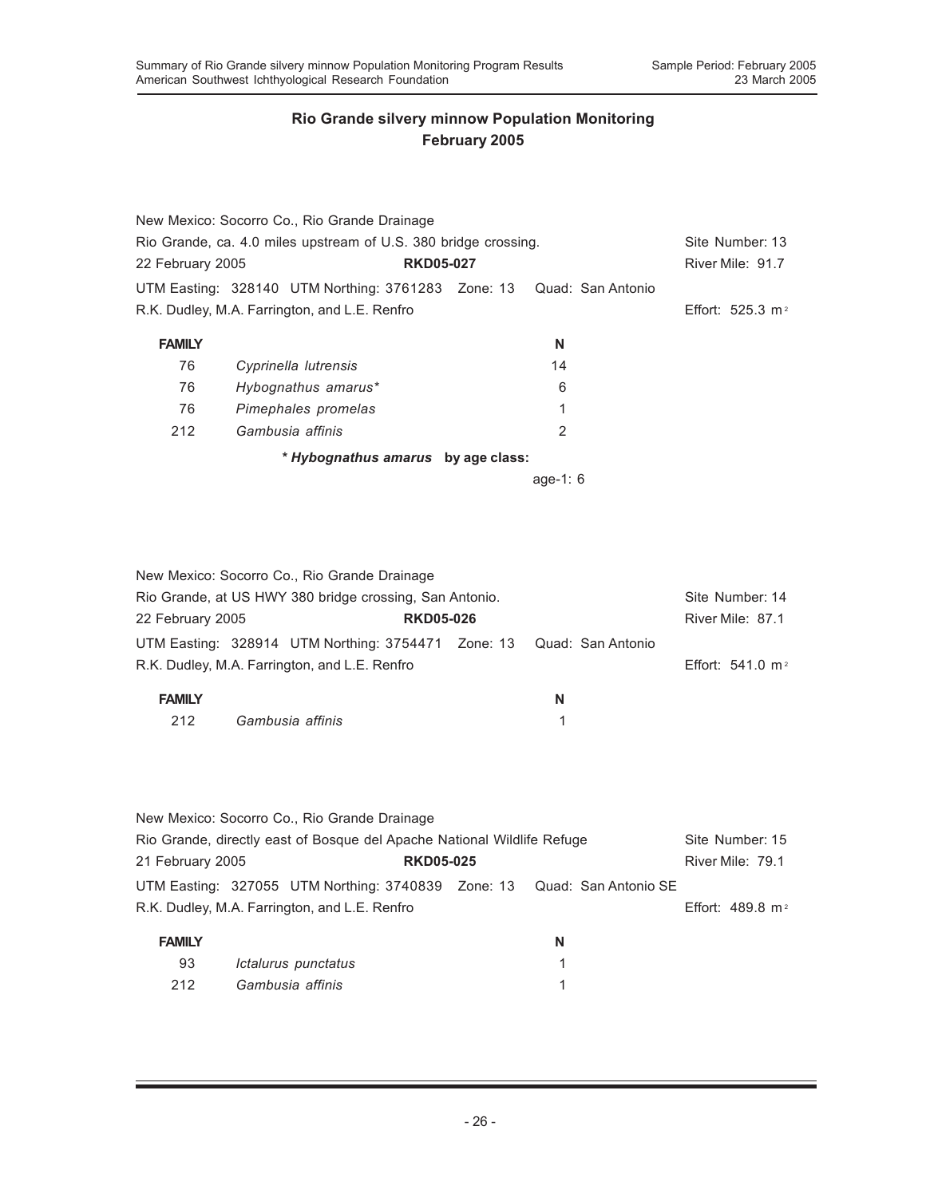## Rio Grande silvery minnow Population Monitoring
## February 2005

New Mexico: Socorro Co., Rio Grande Drainage

Rio Grande, ca. 4.0 miles upstream of U.S. 380 bridge crossing. Site Number: 13

22 February 2005 **RKD05-027** River Mile: 91.7

UTM Easting: 328140 UTM Northing: 3761283 Zone: 13 Quad: San Antonio

R.K. Dudley, M.A. Farrington, and L.E. Renfro Effort: 525.3 $m^2$

| FAMILY | | N |
|---|---|---|
| 76 | *Cyprinella lutrensis* | 14 |
| 76 | *Hybognathus amarus** | 6 |
| 76 | *Pimephales promelas* | 1 |
| 212 | *Gambusia affinis* | 2 |

**\* *Hybognathus amarus* by age class:**

age-1: 6

New Mexico: Socorro Co., Rio Grande Drainage

Rio Grande, at US HWY 380 bridge crossing, San Antonio. Site Number: 14

22 February 2005 **RKD05-026** River Mile: 87.1

UTM Easting: 328914 UTM Northing: 3754471 Zone: 13 Quad: San Antonio

R.K. Dudley, M.A. Farrington, and L.E. Renfro Effort: 541.0 $m^2$

| FAMILY | | N |
|---|---|---|
| 212 | *Gambusia affinis* | 1 |

New Mexico: Socorro Co., Rio Grande Drainage

Rio Grande, directly east of Bosque del Apache National Wildlife Refuge Site Number: 15

21 February 2005 **RKD05-025** River Mile: 79.1

UTM Easting: 327055 UTM Northing: 3740839 Zone: 13 Quad: San Antonio SE

R.K. Dudley, M.A. Farrington, and L.E. Renfro Effort: 489.8 $m^2$

| FAMILY | | N |
|---|---|---|
| 93 | *Ictalurus punctatus* | 1 |
| 212 | *Gambusia affinis* | 1 |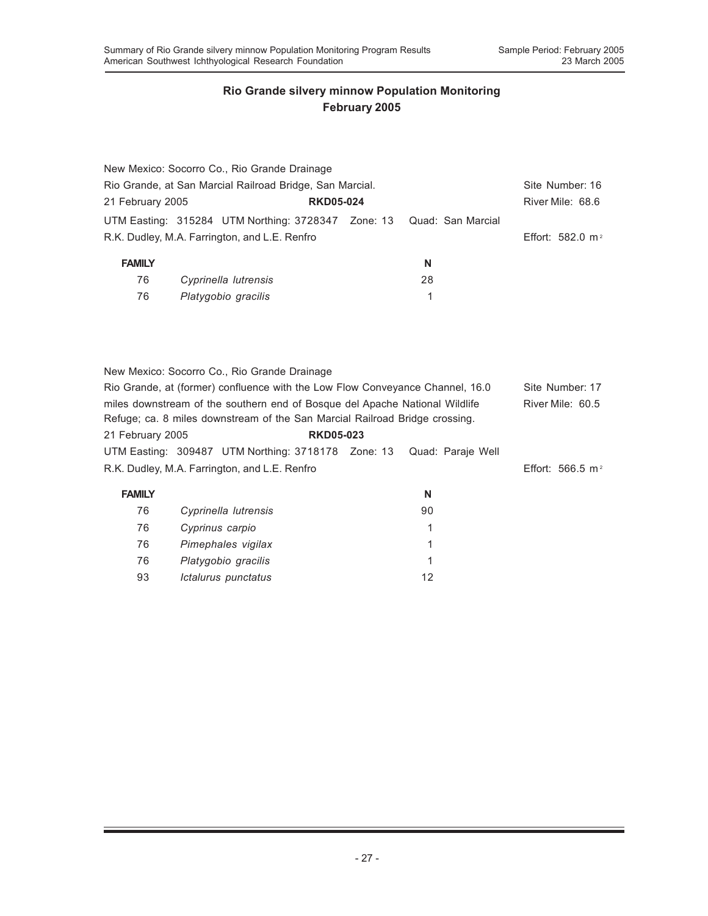## Rio Grande silvery minnow Population Monitoring
## February 2005

New Mexico: Socorro Co., Rio Grande Drainage
Rio Grande, at San Marcial Railroad Bridge, San Marcial. — Site Number: 16
21 February 2005 — **RKD05-024** — River Mile: 68.6
UTM Easting: 315284 UTM Northing: 3728347 Zone: 13 Quad: San Marcial
R.K. Dudley, M.A. Farrington, and L.E. Renfro — Effort: 582.0 $m^2$

| FAMILY | | N |
|---|---|---|
| 76 | *Cyprinella lutrensis* | 28 |
| 76 | *Platygobio gracilis* | 1 |

New Mexico: Socorro Co., Rio Grande Drainage
Rio Grande, at (former) confluence with the Low Flow Conveyance Channel, 16.0 miles downstream of the southern end of Bosque del Apache National Wildlife Refuge; ca. 8 miles downstream of the San Marcial Railroad Bridge crossing. — Site Number: 17 — River Mile: 60.5
21 February 2005 — **RKD05-023**
UTM Easting: 309487 UTM Northing: 3718178 Zone: 13 Quad: Paraje Well
R.K. Dudley, M.A. Farrington, and L.E. Renfro — Effort: 566.5 $m^2$

| FAMILY | | N |
|---|---|---|
| 76 | *Cyprinella lutrensis* | 90 |
| 76 | *Cyprinus carpio* | 1 |
| 76 | *Pimephales vigilax* | 1 |
| 76 | *Platygobio gracilis* | 1 |
| 93 | *Ictalurus punctatus* | 12 |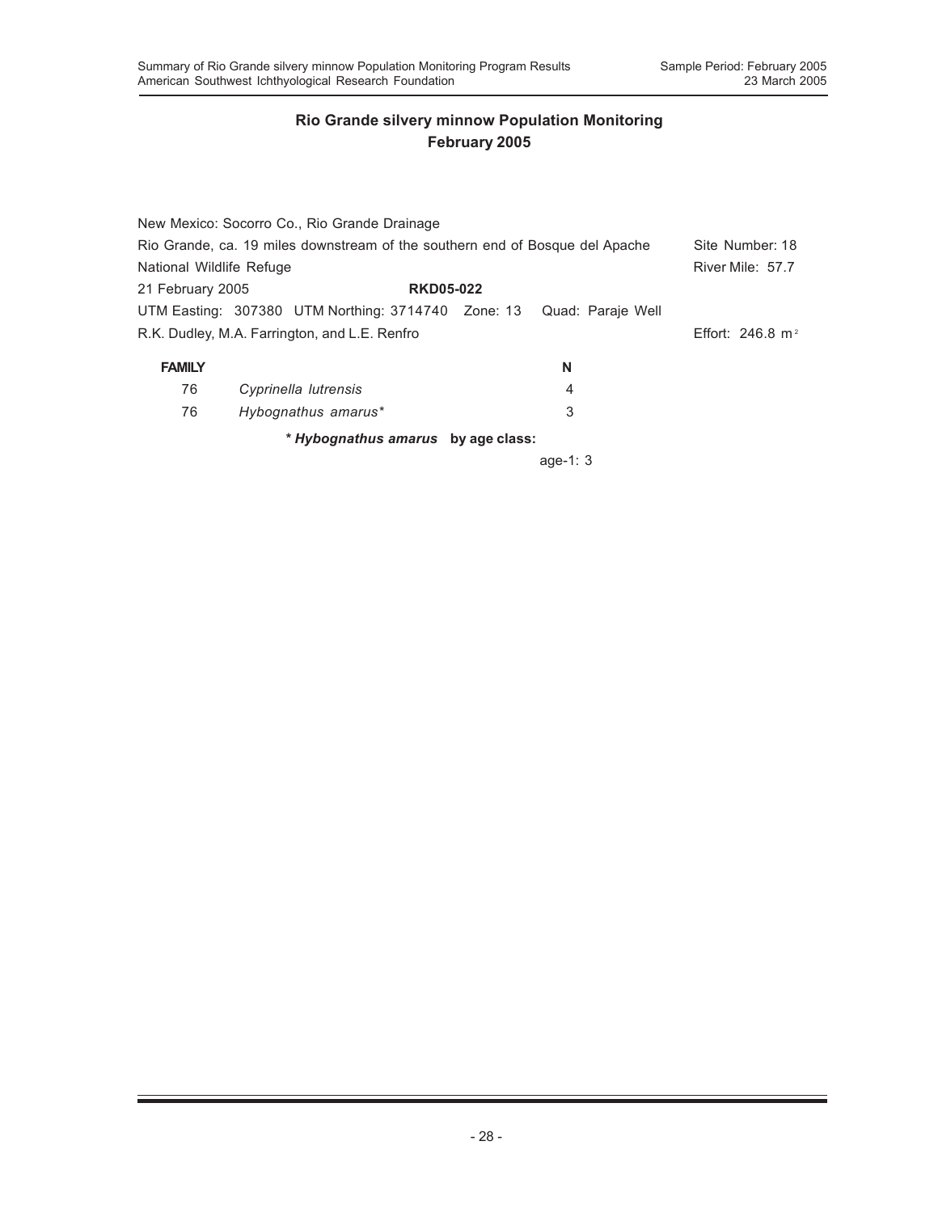## Rio Grande silvery minnow Population Monitoring
## February 2005

New Mexico: Socorro Co., Rio Grande Drainage

Rio Grande, ca. 19 miles downstream of the southern end of Bosque del Apache National Wildlife Refuge

Site Number: 18

River Mile: 57.7

21 February 2005 **RKD05-022**

UTM Easting: 307380 UTM Northing: 3714740 Zone: 13 Quad: Paraje Well

R.K. Dudley, M.A. Farrington, and L.E. Renfro

Effort: 246.8 $m^2$

| FAMILY | | N |
|---|---|---|
| 76 | *Cyprinella lutrensis* | 4 |
| 76 | *Hybognathus amarus** | 3 |

**\* *Hybognathus amarus* by age class:**

age-1: 3